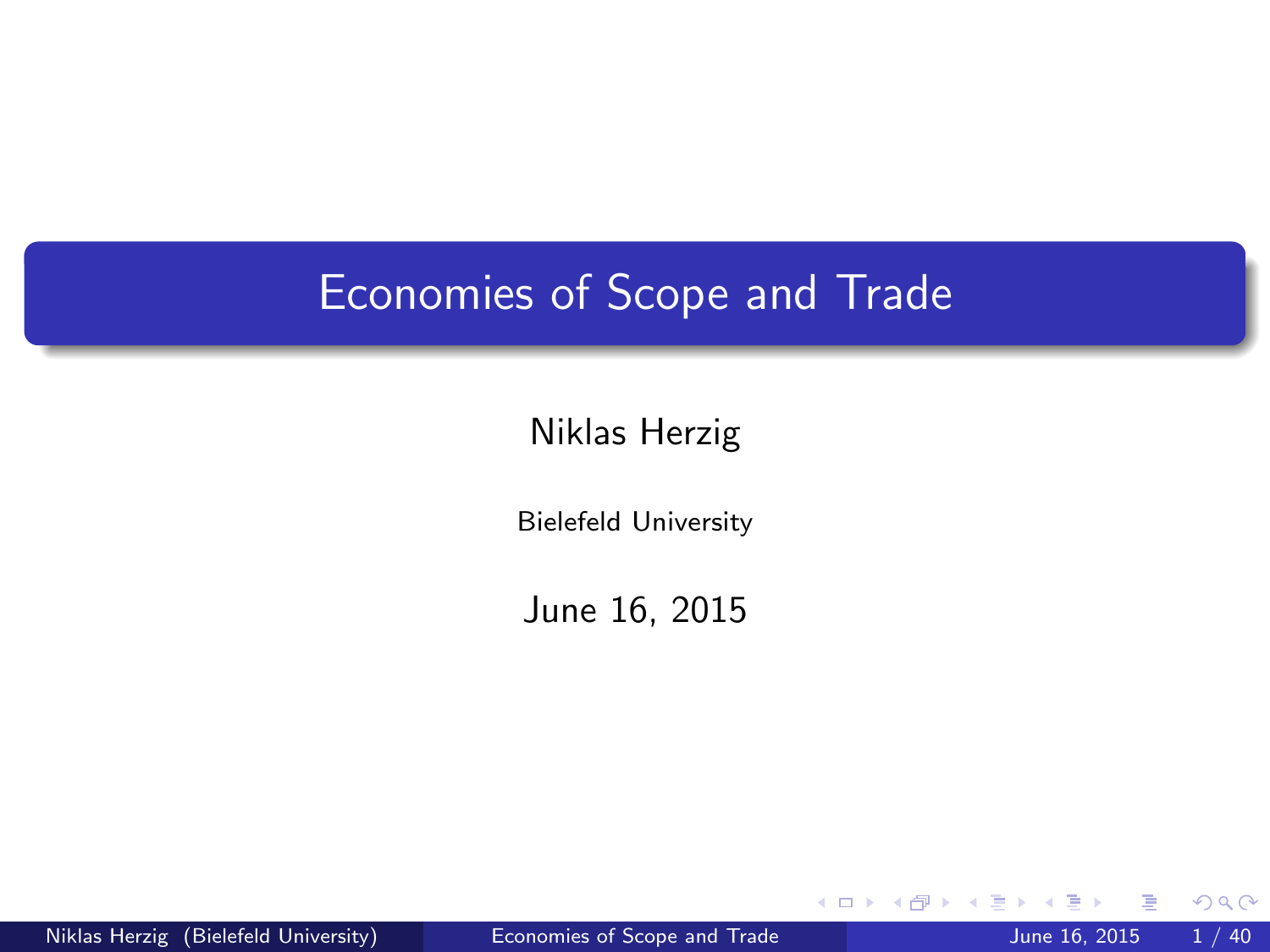# Economies of Scope and Trade

Niklas Herzig

Bielefeld University

June 16, 2015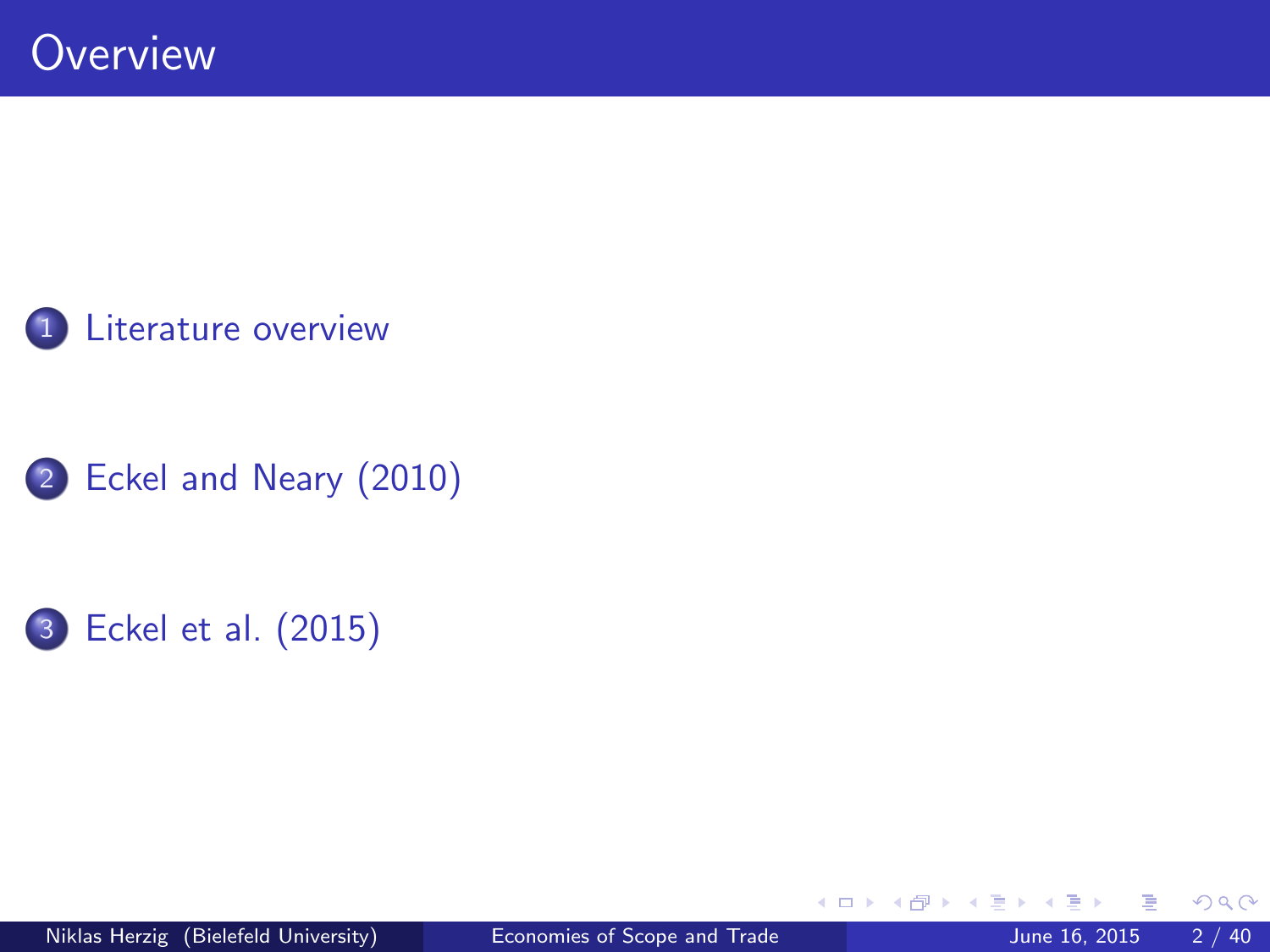# Overview

1. Literature overview
2. Eckel and Neary (2010)
3. Eckel et al. (2015)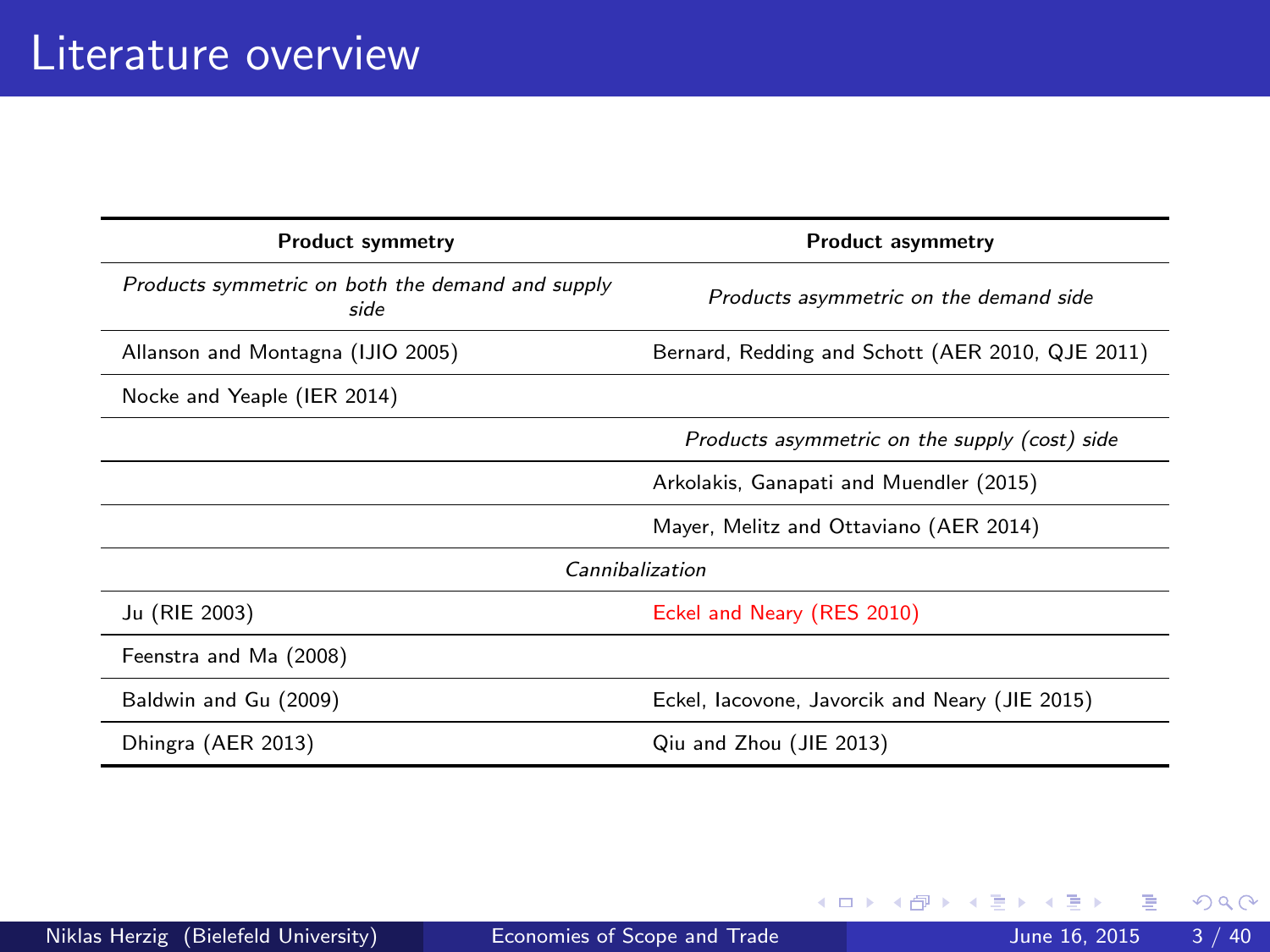# Literature overview

| Product symmetry | Product asymmetry |
|---|---|
| *Products symmetric on both the demand and supply side* | *Products asymmetric on the demand side* |
| Allanson and Montagna (IJIO 2005) | Bernard, Redding and Schott (AER 2010, QJE 2011) |
| Nocke and Yeaple (IER 2014) | |
| | *Products asymmetric on the supply (cost) side* |
| | Arkolakis, Ganapati and Muendler (2015) |
| | Mayer, Melitz and Ottaviano (AER 2014) |
| *Cannibalization* | |
| Ju (RIE 2003) | Eckel and Neary (RES 2010) |
| Feenstra and Ma (2008) | |
| Baldwin and Gu (2009) | Eckel, Iacovone, Javorcik and Neary (JIE 2015) |
| Dhingra (AER 2013) | Qiu and Zhou (JIE 2013) |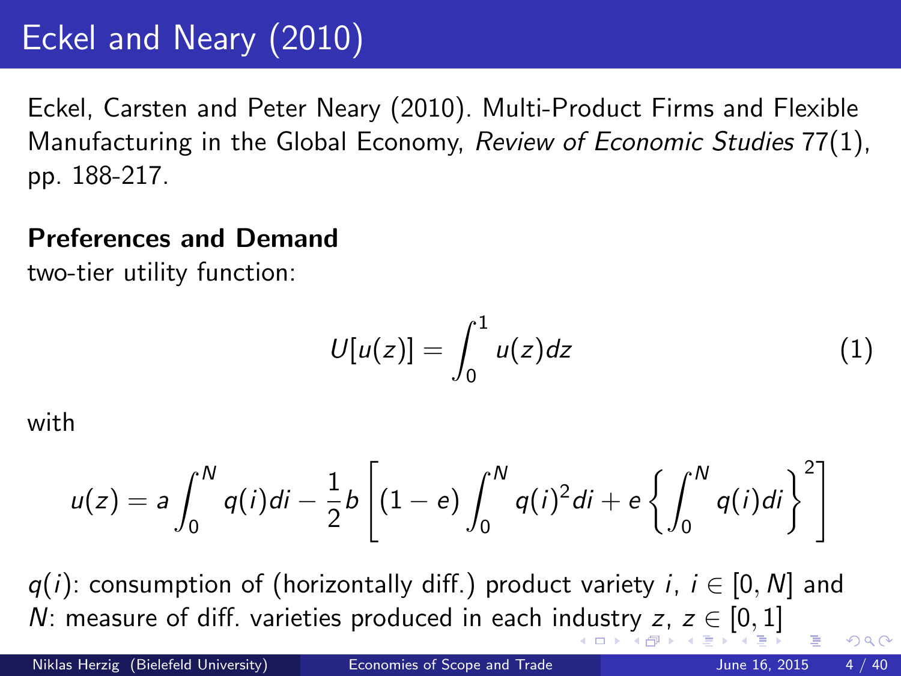# Eckel and Neary (2010)

Eckel, Carsten and Peter Neary (2010). Multi-Product Firms and Flexible Manufacturing in the Global Economy, *Review of Economic Studies* 77(1), pp. 188-217.

**Preferences and Demand**

two-tier utility function:

$$U[u(z)] = \int_0^1 u(z)dz \tag{1}$$

with

$$u(z) = a\int_0^N q(i)di - \frac{1}{2}b\left[(1-e)\int_0^N q(i)^2 di + e\left\{\int_0^N q(i)di\right\}^2\right]$$

$q(i)$: consumption of (horizontally diff.) product variety $i$, $i \in [0, N]$ and $N$: measure of diff. varieties produced in each industry $z$, $z \in [0, 1]$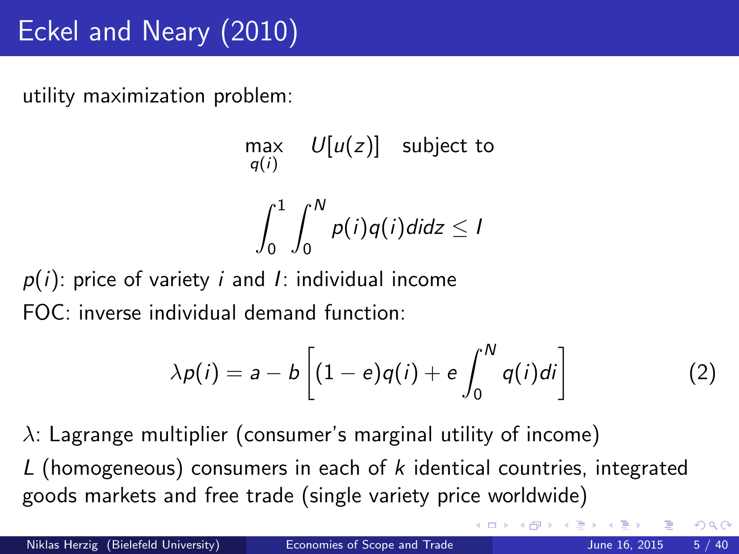# Eckel and Neary (2010)

utility maximization problem:

$$\max_{q(i)} \quad U[u(z)] \quad \text{subject to}$$

$$\int_0^1 \int_0^N p(i)q(i)didz \leq I$$

$p(i)$: price of variety $i$ and $I$: individual income

FOC: inverse individual demand function:

$$\lambda p(i) = a - b\left[(1-e)q(i) + e\int_0^N q(i)di\right] \tag{2}$$

$\lambda$: Lagrange multiplier (consumer's marginal utility of income)

$L$ (homogeneous) consumers in each of $k$ identical countries, integrated goods markets and free trade (single variety price worldwide)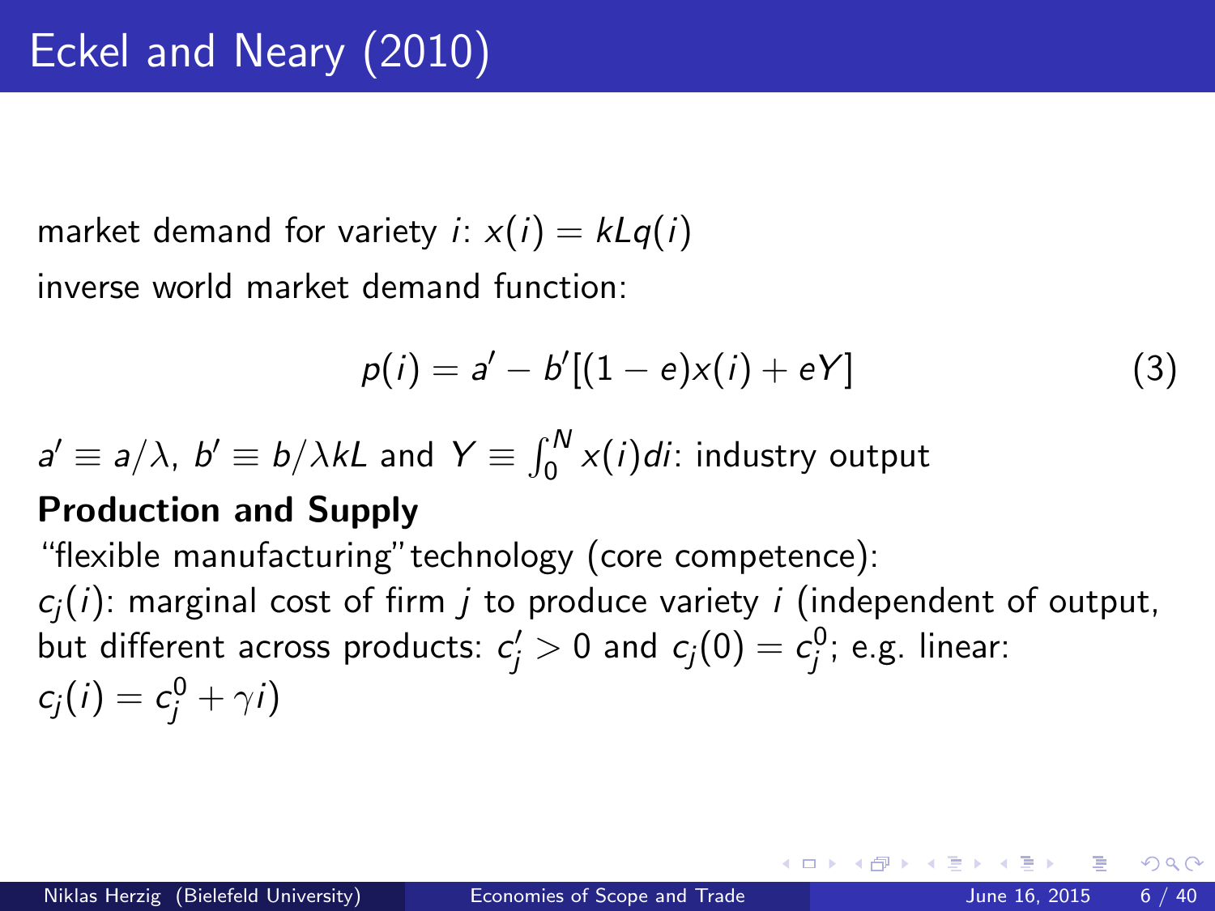# Eckel and Neary (2010)

market demand for variety $i$: $x(i) = kLq(i)$

inverse world market demand function:

$$p(i) = a' - b'[(1-e)x(i) + eY] \tag{3}$$

$a' \equiv a/\lambda$, $b' \equiv b/\lambda kL$ and $Y \equiv \int_0^N x(i)di$: industry output

**Production and Supply**

"flexible manufacturing" technology (core competence):

$c_j(i)$: marginal cost of firm $j$ to produce variety $i$ (independent of output, but different across products: $c_j' > 0$ and $c_j(0) = c_j^0$; e.g. linear: $c_j(i) = c_j^0 + \gamma i$)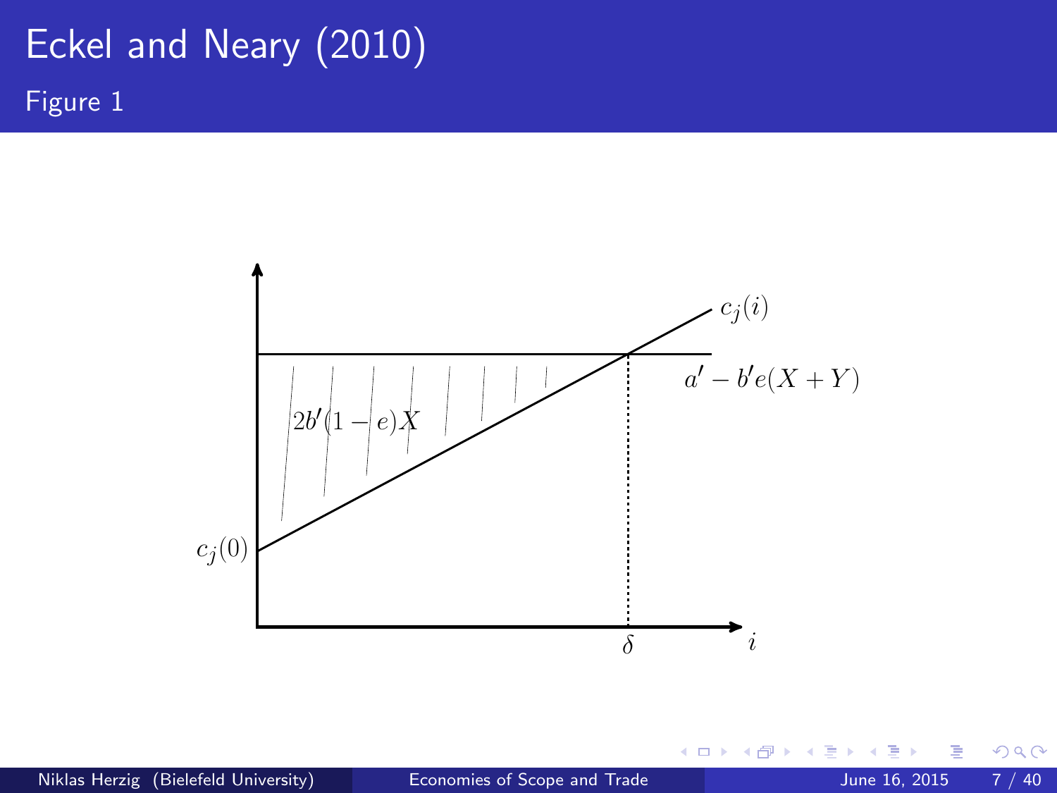# Eckel and Neary (2010)

## Figure 1

$c_j(i)$

$a' - b'e(X + Y)$

$2b'(1 - e)X$

$c_j(0)$

$\delta$

$i$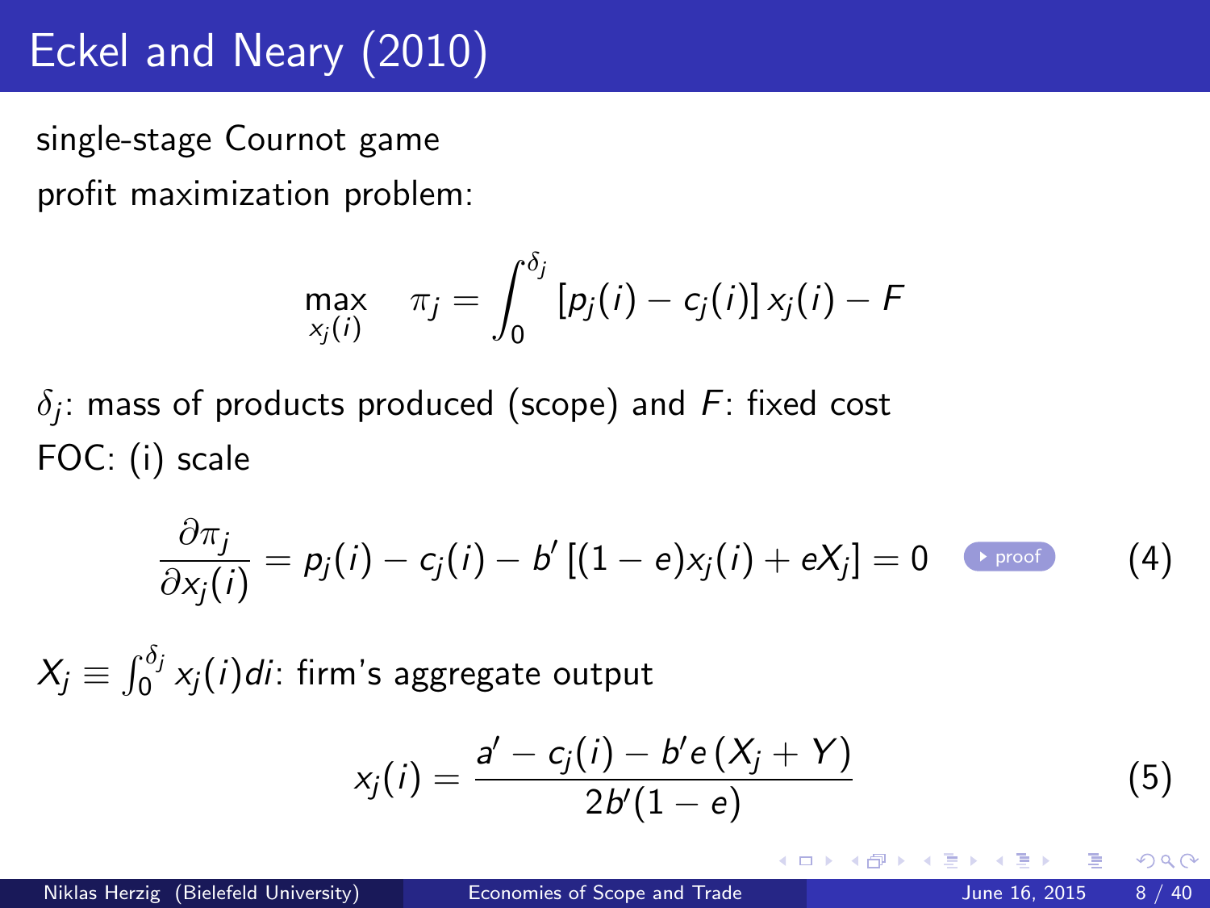# Eckel and Neary (2010)

single-stage Cournot game

profit maximization problem:

$$\max_{x_j(i)} \quad \pi_j = \int_0^{\delta_j} \left[p_j(i) - c_j(i)\right] x_j(i) - F$$

$\delta_j$: mass of products produced (scope) and $F$: fixed cost

FOC: (i) scale

$$\frac{\partial \pi_j}{\partial x_j(i)} = p_j(i) - c_j(i) - b' \left[(1-e)x_j(i) + eX_j\right] = 0 \quad \text{proof} \tag{4}$$

$X_j \equiv \int_0^{\delta_j} x_j(i)di$: firm's aggregate output

$$x_j(i) = \frac{a' - c_j(i) - b'e\left(X_j + Y\right)}{2b'(1-e)} \tag{5}$$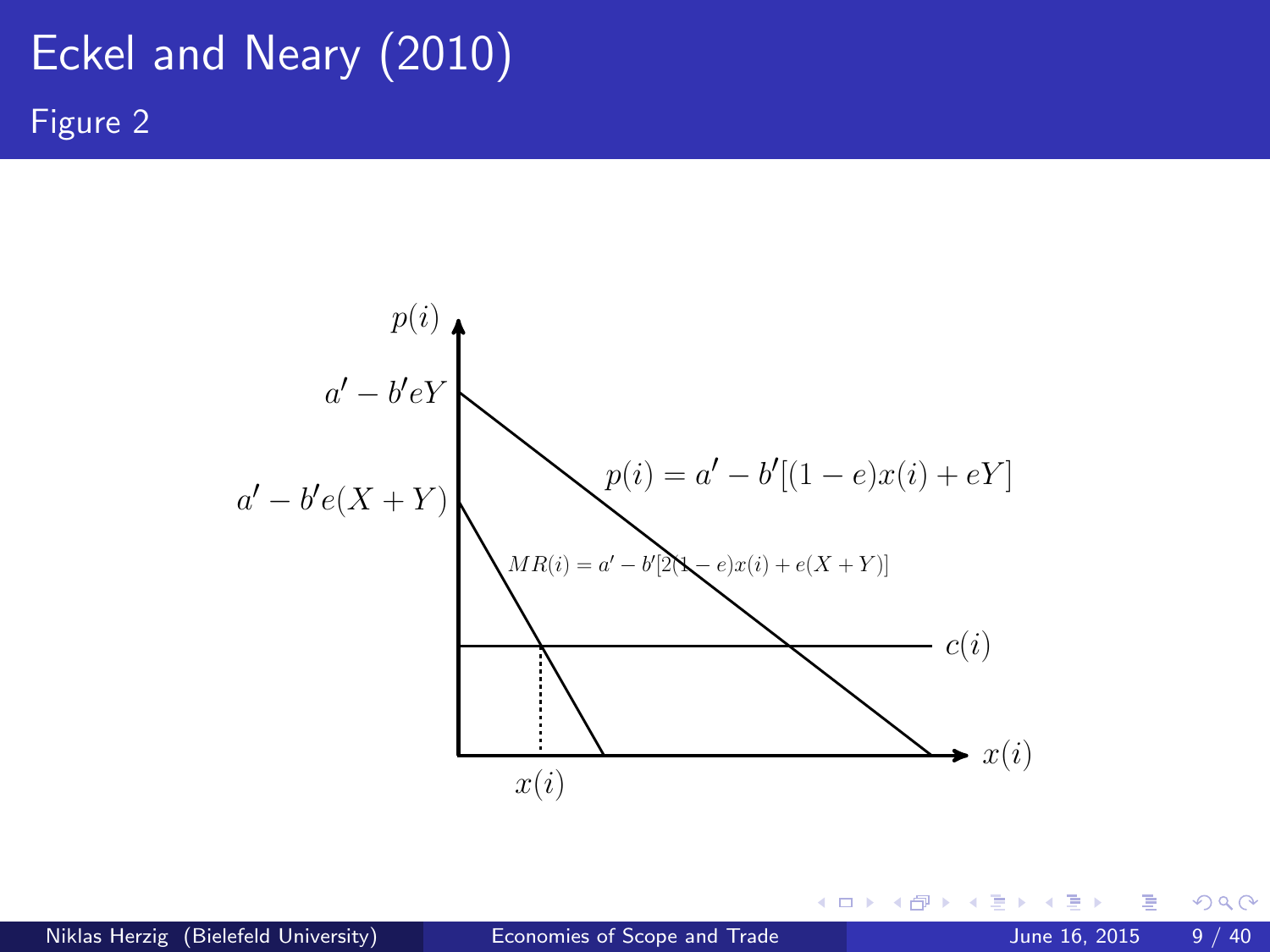# Eckel and Neary (2010)

## Figure 2

$p(i)$

$a' - b'eY$

$a' - b'e(X+Y)$

$p(i) = a' - b'[(1-e)x(i) + eY]$

$MR(i) = a' - b'[2(1-e)x(i) + e(X+Y)]$

$c(i)$

$x(i)$

$x(i)$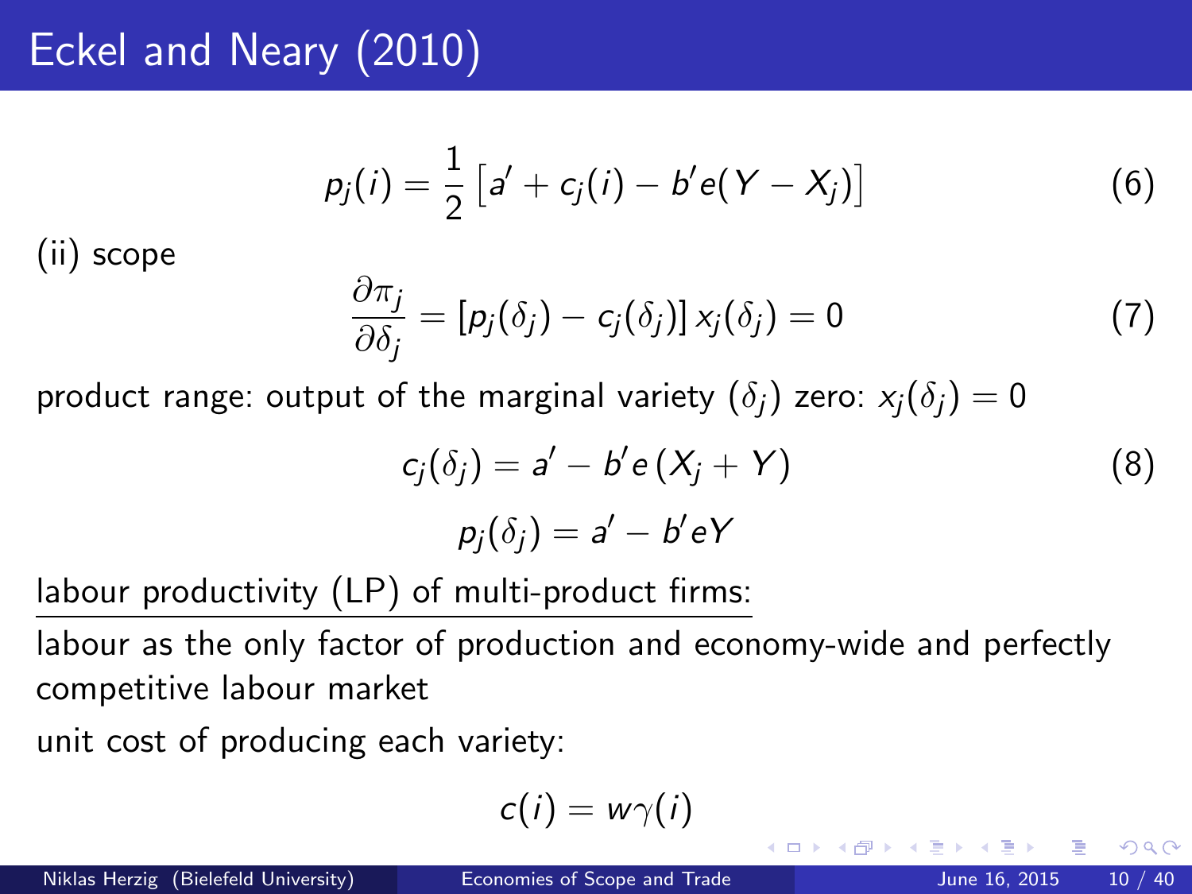# Eckel and Neary (2010)

$$p_j(i) = \frac{1}{2}\left[a' + c_j(i) - b'e(Y - X_j)\right] \tag{6}$$

(ii) scope

$$\frac{\partial \pi_j}{\partial \delta_j} = \left[p_j(\delta_j) - c_j(\delta_j)\right] x_j(\delta_j) = 0 \tag{7}$$

product range: output of the marginal variety ($\delta_j$) zero: $x_j(\delta_j) = 0$

$$c_j(\delta_j) = a' - b'e\left(X_j + Y\right) \tag{8}$$

$$p_j(\delta_j) = a' - b'eY$$

<u>labour productivity (LP) of multi-product firms:</u>

labour as the only factor of production and economy-wide and perfectly competitive labour market

unit cost of producing each variety:

$$c(i) = w\gamma(i)$$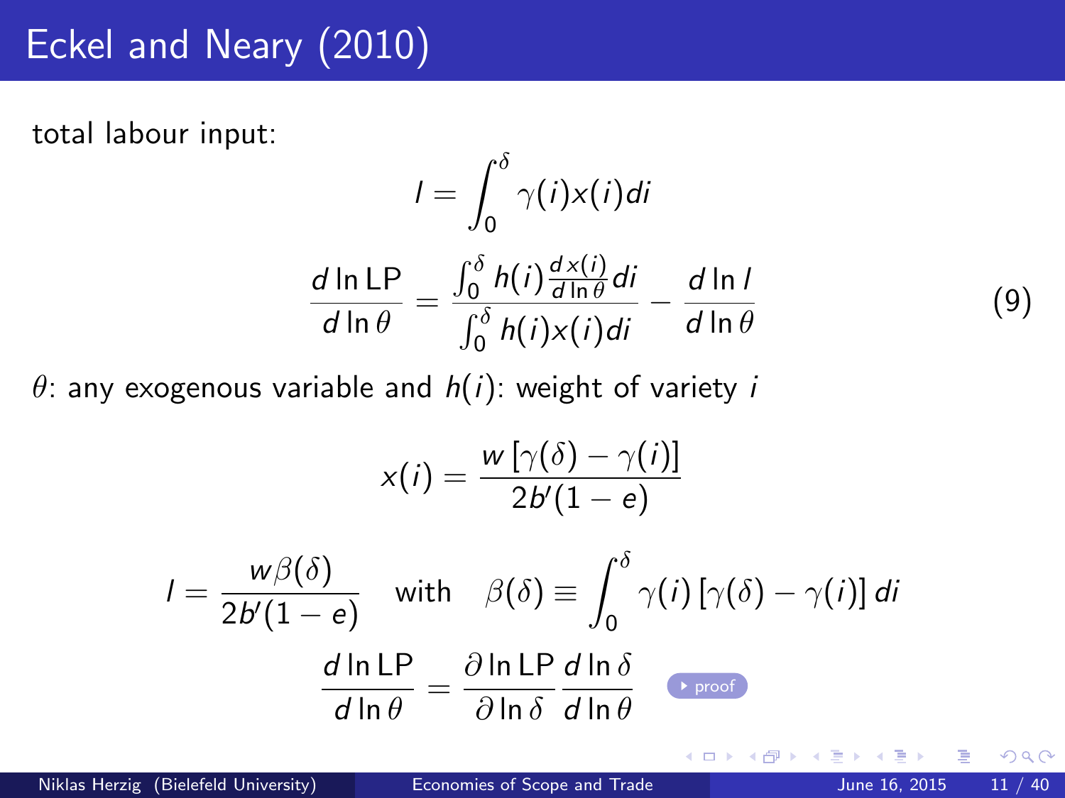# Eckel and Neary (2010)

total labour input:

$$l = \int_0^\delta \gamma(i) x(i) di$$

$$\frac{d \ln \text{LP}}{d \ln \theta} = \frac{\int_0^\delta h(i) \frac{d x(i)}{d \ln \theta} di}{\int_0^\delta h(i) x(i) di} - \frac{d \ln l}{d \ln \theta} \tag{9}$$

$\theta$: any exogenous variable and $h(i)$: weight of variety $i$

$$x(i) = \frac{w \left[\gamma(\delta) - \gamma(i)\right]}{2b'(1-e)}$$

$$l = \frac{w \beta(\delta)}{2b'(1-e)} \quad \text{with} \quad \beta(\delta) \equiv \int_0^\delta \gamma(i) \left[\gamma(\delta) - \gamma(i)\right] di$$

$$\frac{d \ln \text{LP}}{d \ln \theta} = \frac{\partial \ln \text{LP}}{\partial \ln \delta} \frac{d \ln \delta}{d \ln \theta}$$

proof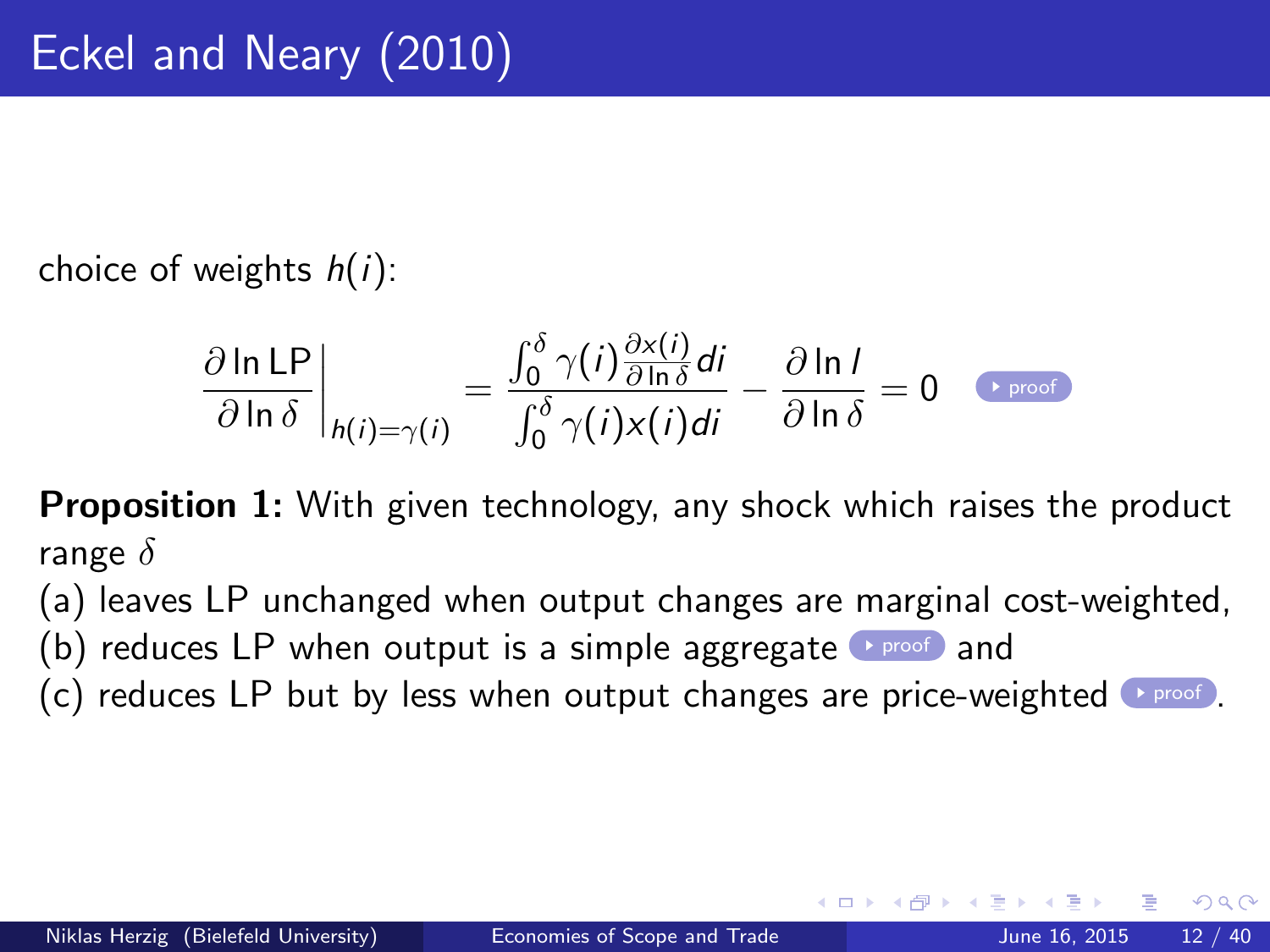# Eckel and Neary (2010)

choice of weights $h(i)$:

$$\left.\frac{\partial \ln \text{LP}}{\partial \ln \delta}\right|_{h(i)=\gamma(i)} = \frac{\int_0^\delta \gamma(i)\frac{\partial x(i)}{\partial \ln \delta} di}{\int_0^\delta \gamma(i) x(i) di} - \frac{\partial \ln l}{\partial \ln \delta} = 0$$

▸ proof

**Proposition 1:** With given technology, any shock which raises the product range $\delta$

(a) leaves LP unchanged when output changes are marginal cost-weighted,
(b) reduces LP when output is a simple aggregate ▸ proof and
(c) reduces LP but by less when output changes are price-weighted ▸ proof.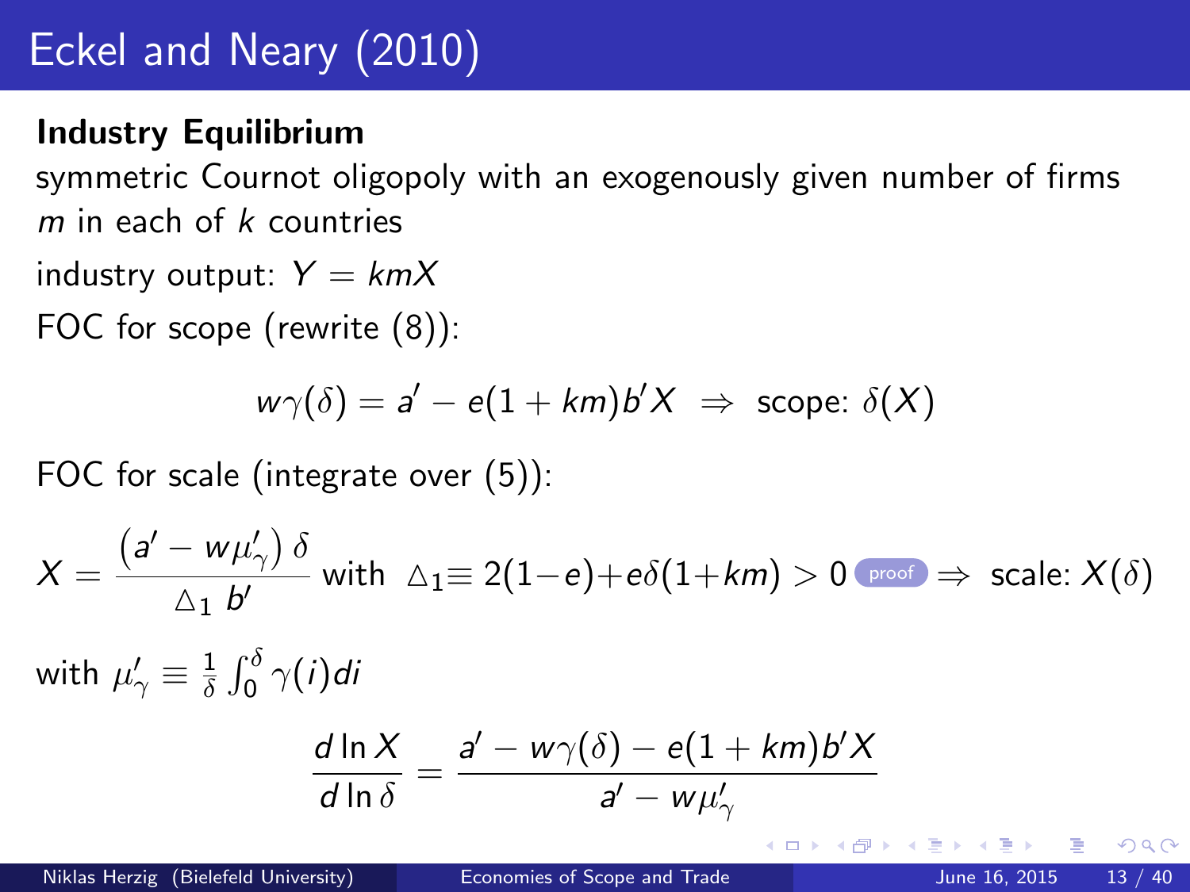# Eckel and Neary (2010)

**Industry Equilibrium**

symmetric Cournot oligopoly with an exogenously given number of firms $m$ in each of $k$ countries

industry output: $Y = kmX$

FOC for scope (rewrite (8)):

$$w\gamma(\delta) = a' - e(1 + km)b'X \;\Rightarrow\; \text{scope: } \delta(X)$$

FOC for scale (integrate over (5)):

$$X = \frac{\left(a' - w\mu'_\gamma\right)\delta}{\triangle_1 \; b'} \text{ with } \triangle_1 \equiv 2(1-e) + e\delta(1+km) > 0 \text{ proof} \Rightarrow \text{ scale: } X(\delta)$$

with $\mu'_\gamma \equiv \frac{1}{\delta}\int_0^\delta \gamma(i)di$

$$\frac{d\ln X}{d\ln \delta} = \frac{a' - w\gamma(\delta) - e(1+km)b'X}{a' - w\mu'_\gamma}$$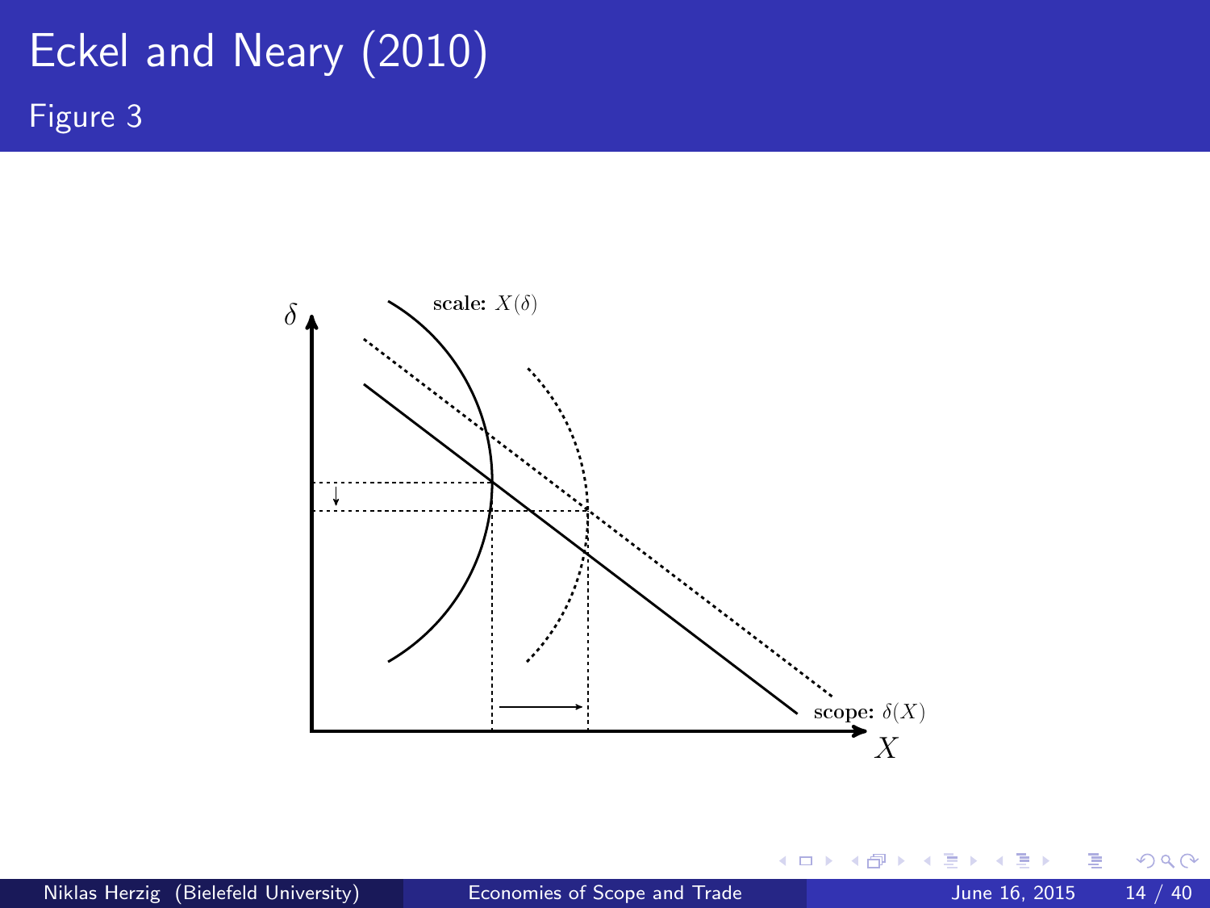# Eckel and Neary (2010)

## Figure 3

scale: $X(\delta)$

scope: $\delta(X)$

$\delta$

$X$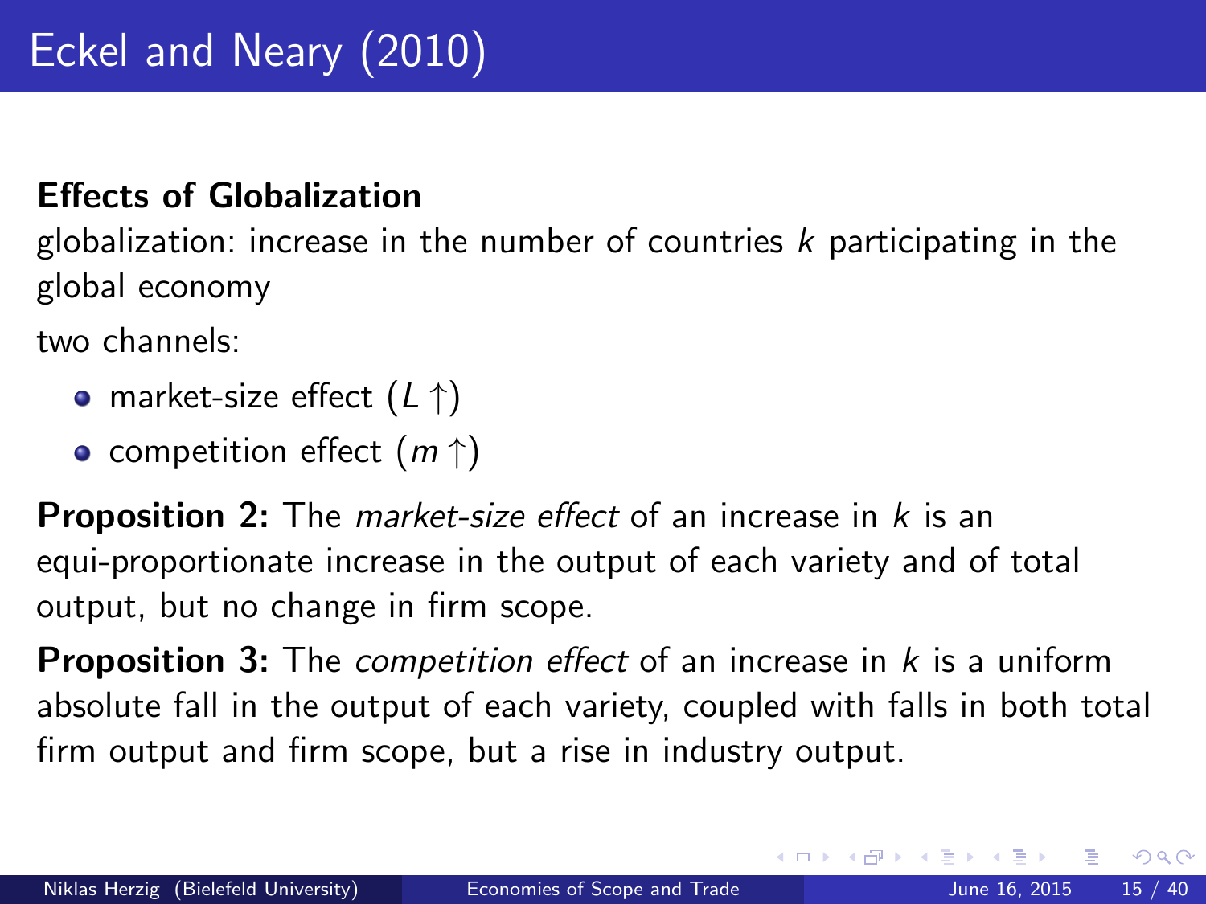# Eckel and Neary (2010)

**Effects of Globalization**

globalization: increase in the number of countries $k$ participating in the global economy

two channels:

- market-size effect ($L \uparrow$)
- competition effect ($m \uparrow$)

**Proposition 2:** The *market-size effect* of an increase in $k$ is an equi-proportionate increase in the output of each variety and of total output, but no change in firm scope.

**Proposition 3:** The *competition effect* of an increase in $k$ is a uniform absolute fall in the output of each variety, coupled with falls in both total firm output and firm scope, but a rise in industry output.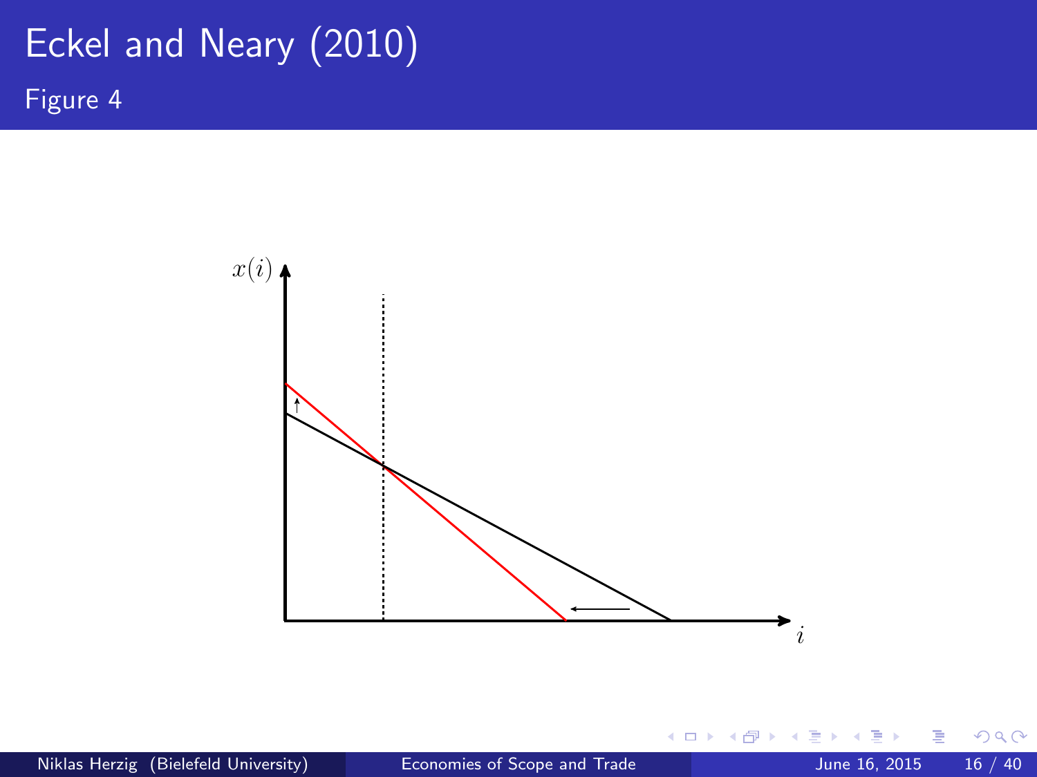# Eckel and Neary (2010)

## Figure 4

$x(i)$

$i$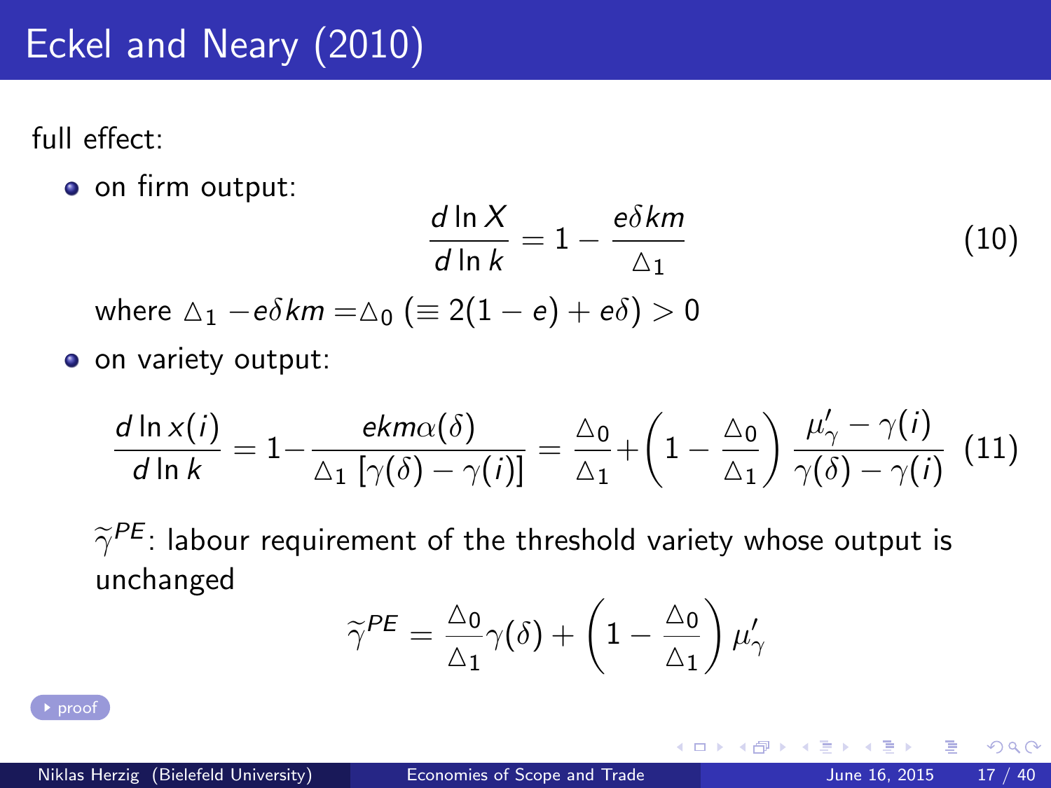# Eckel and Neary (2010)

full effect:

- on firm output:

$$\frac{d \ln X}{d \ln k} = 1 - \frac{e\delta km}{\triangle_1} \tag{10}$$

where $\triangle_1 - e\delta km = \triangle_0 \; (\equiv 2(1-e) + e\delta) > 0$

- on variety output:

$$\frac{d \ln x(i)}{d \ln k} = 1 - \frac{ekm\alpha(\delta)}{\triangle_1 \left[\gamma(\delta) - \gamma(i)\right]} = \frac{\triangle_0}{\triangle_1} + \left(1 - \frac{\triangle_0}{\triangle_1}\right) \frac{\mu'_\gamma - \gamma(i)}{\gamma(\delta) - \gamma(i)} \tag{11}$$

$\widetilde{\gamma}^{PE}$: labour requirement of the threshold variety whose output is unchanged

$$\widetilde{\gamma}^{PE} = \frac{\triangle_0}{\triangle_1}\gamma(\delta) + \left(1 - \frac{\triangle_0}{\triangle_1}\right)\mu'_\gamma$$

proof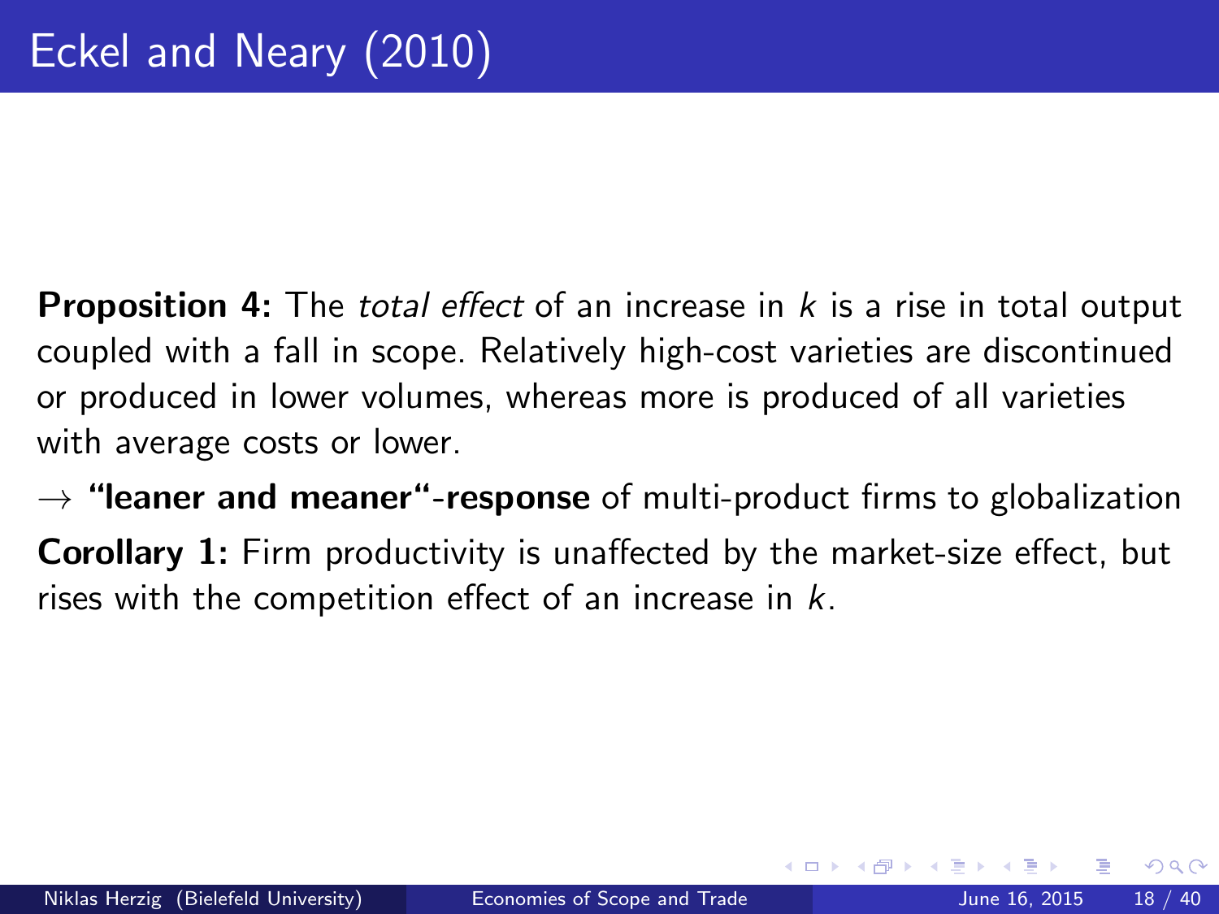# Eckel and Neary (2010)

**Proposition 4:** The *total effect* of an increase in $k$ is a rise in total output coupled with a fall in scope. Relatively high-cost varieties are discontinued or produced in lower volumes, whereas more is produced of all varieties with average costs or lower.

$\rightarrow$ **"leaner and meaner"-response** of multi-product firms to globalization

**Corollary 1:** Firm productivity is unaffected by the market-size effect, but rises with the competition effect of an increase in $k$.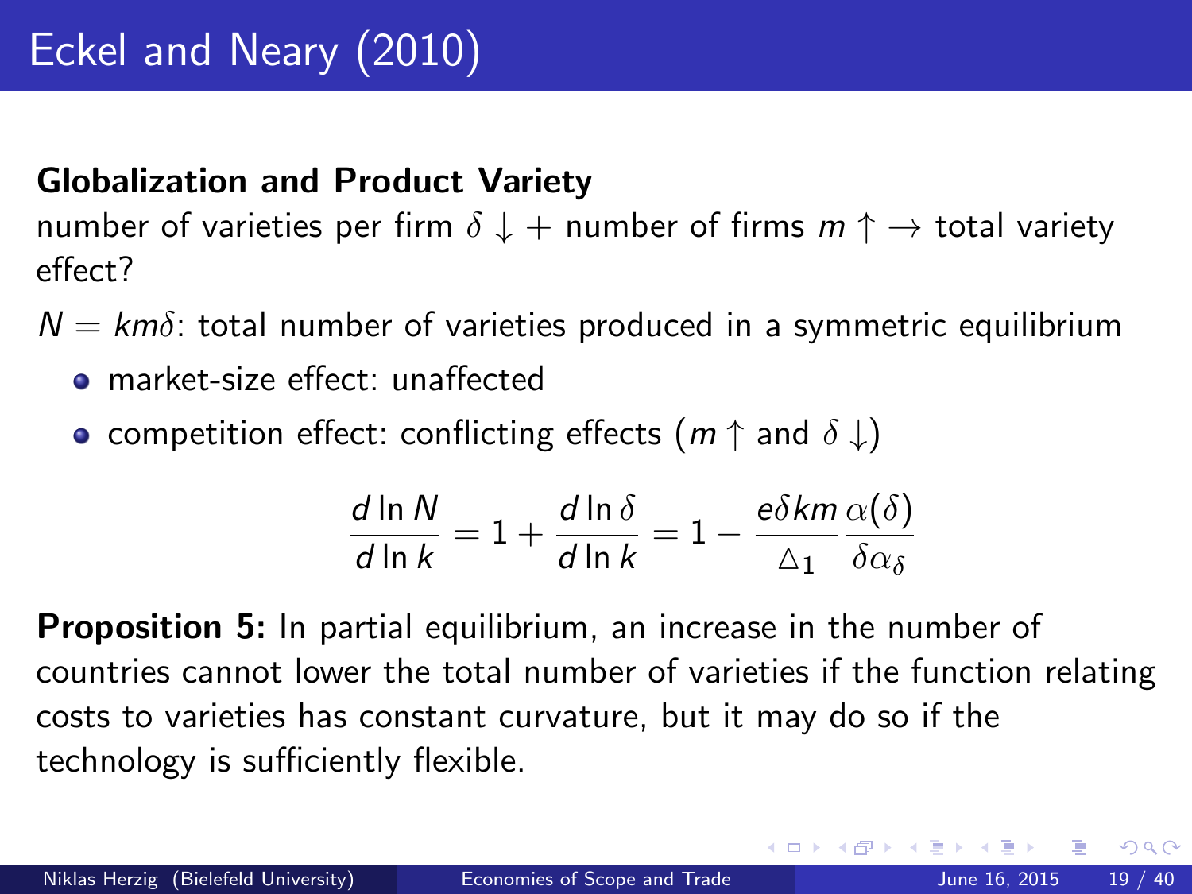# Eckel and Neary (2010)

**Globalization and Product Variety**

number of varieties per firm $\delta \downarrow$ + number of firms $m \uparrow \rightarrow$ total variety effect?

$N = km\delta$: total number of varieties produced in a symmetric equilibrium

- market-size effect: unaffected
- competition effect: conflicting effects ($m \uparrow$ and $\delta \downarrow$)

$$\frac{d \ln N}{d \ln k} = 1 + \frac{d \ln \delta}{d \ln k} = 1 - \frac{e\delta km}{\triangle_1} \frac{\alpha(\delta)}{\delta \alpha_\delta}$$

**Proposition 5:** In partial equilibrium, an increase in the number of countries cannot lower the total number of varieties if the function relating costs to varieties has constant curvature, but it may do so if the technology is sufficiently flexible.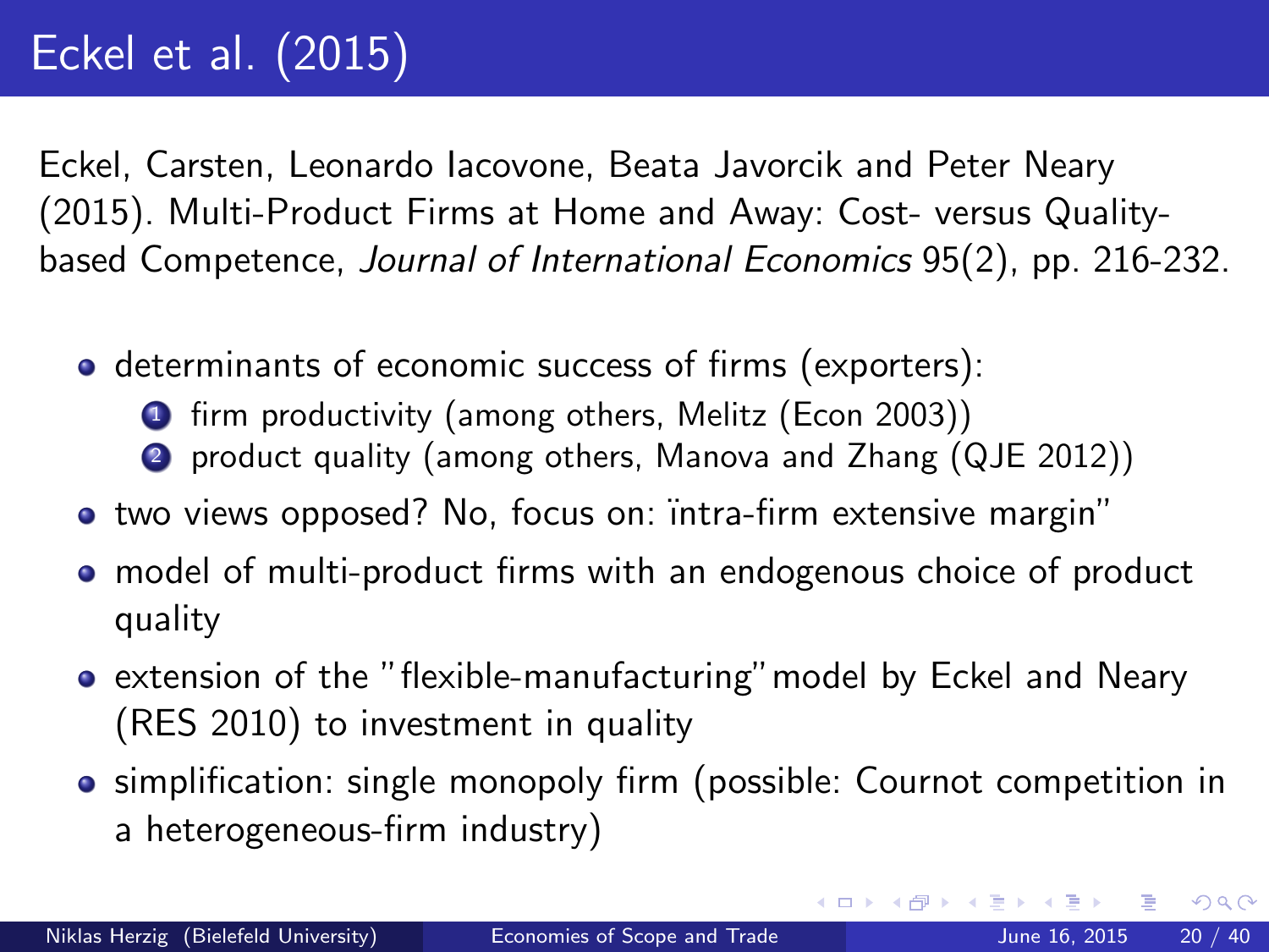# Eckel et al. (2015)

Eckel, Carsten, Leonardo Iacovone, Beata Javorcik and Peter Neary (2015). Multi-Product Firms at Home and Away: Cost- versus Quality-based Competence, *Journal of International Economics* 95(2), pp. 216-232.

- determinants of economic success of firms (exporters):
  1. firm productivity (among others, Melitz (Econ 2003))
  2. product quality (among others, Manova and Zhang (QJE 2012))
- two views opposed? No, focus on: ïntra-firm extensive margin"
- model of multi-product firms with an endogenous choice of product quality
- extension of the "flexible-manufacturing" model by Eckel and Neary (RES 2010) to investment in quality
- simplification: single monopoly firm (possible: Cournot competition in a heterogeneous-firm industry)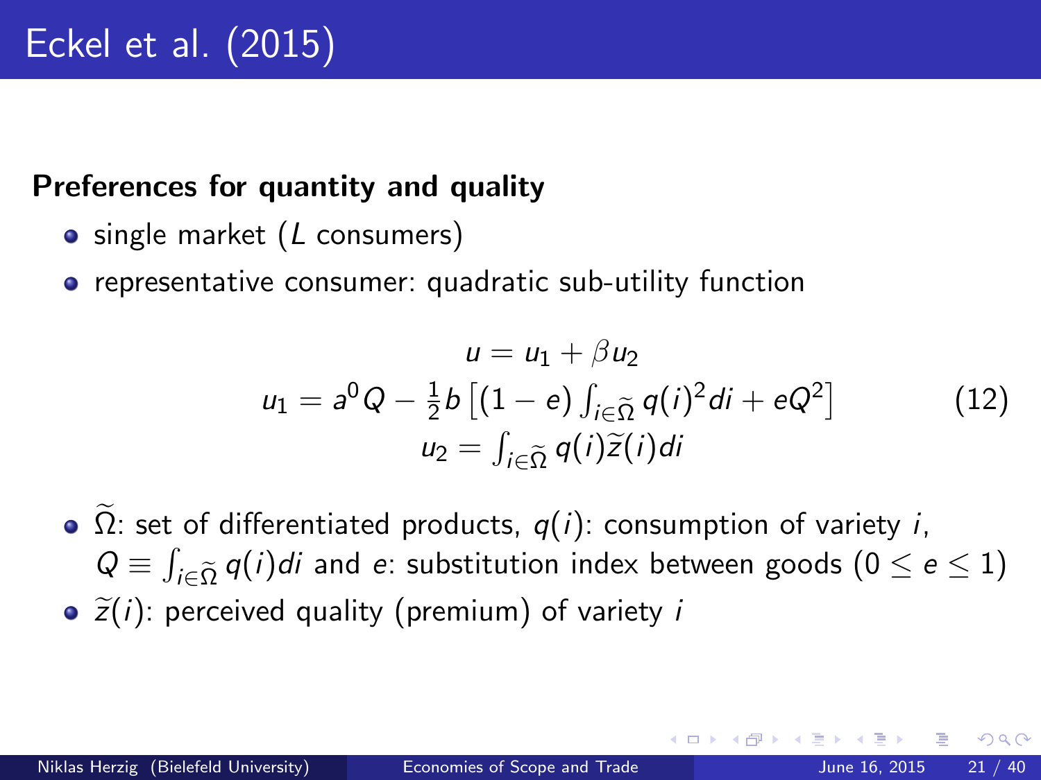# Eckel et al. (2015)

**Preferences for quantity and quality**

- single market ($L$ consumers)
- representative consumer: quadratic sub-utility function

$$
\begin{aligned}
u &= u_1 + \beta u_2 \\
u_1 &= a^0 Q - \tfrac{1}{2} b \left[ (1-e) \int_{i \in \widetilde{\Omega}} q(i)^2 di + e Q^2 \right] \\
u_2 &= \int_{i \in \widetilde{\Omega}} q(i) \widetilde{z}(i) di
\end{aligned}
\tag{12}
$$

- $\widetilde{\Omega}$: set of differentiated products, $q(i)$: consumption of variety $i$, $Q \equiv \int_{i \in \widetilde{\Omega}} q(i) di$ and $e$: substitution index between goods ($0 \leq e \leq 1$)
- $\widetilde{z}(i)$: perceived quality (premium) of variety $i$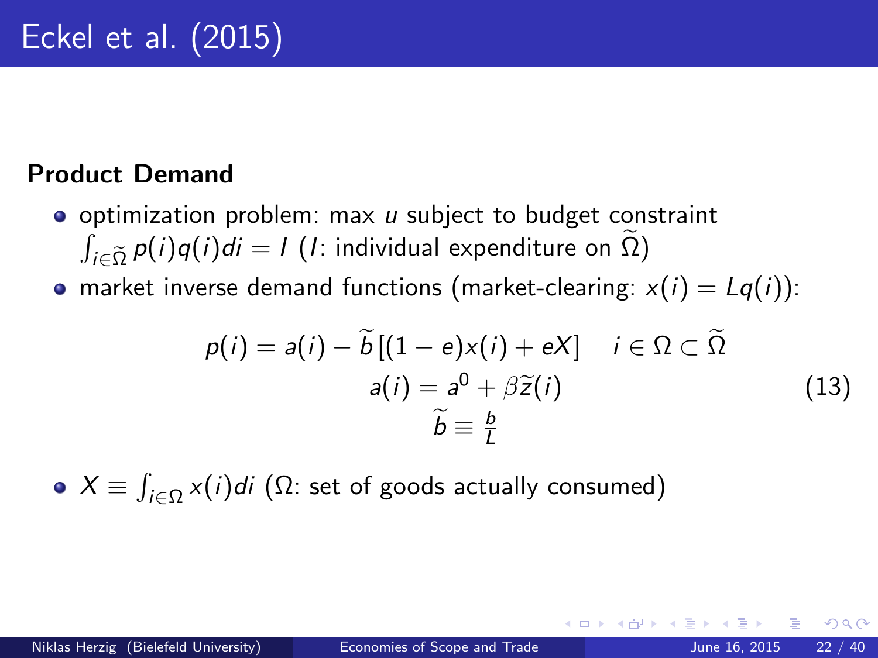# Eckel et al. (2015)

**Product Demand**

- optimization problem: max $u$ subject to budget constraint $\int_{i\in\widetilde{\Omega}} p(i)q(i)di = I$ ($I$: individual expenditure on $\widetilde{\Omega}$)
- market inverse demand functions (market-clearing: $x(i) = Lq(i)$):

$$
\begin{aligned}
p(i) = a(i) - \widetilde{b}\left[(1-e)x(i) + eX\right] \quad i \in \Omega \subset \widetilde{\Omega} \\
a(i) = a^0 + \beta\widetilde{z}(i) \\
\widetilde{b} \equiv \tfrac{b}{L}
\end{aligned}
\tag{13}
$$

- $X \equiv \int_{i\in\Omega} x(i)di$ ($\Omega$: set of goods actually consumed)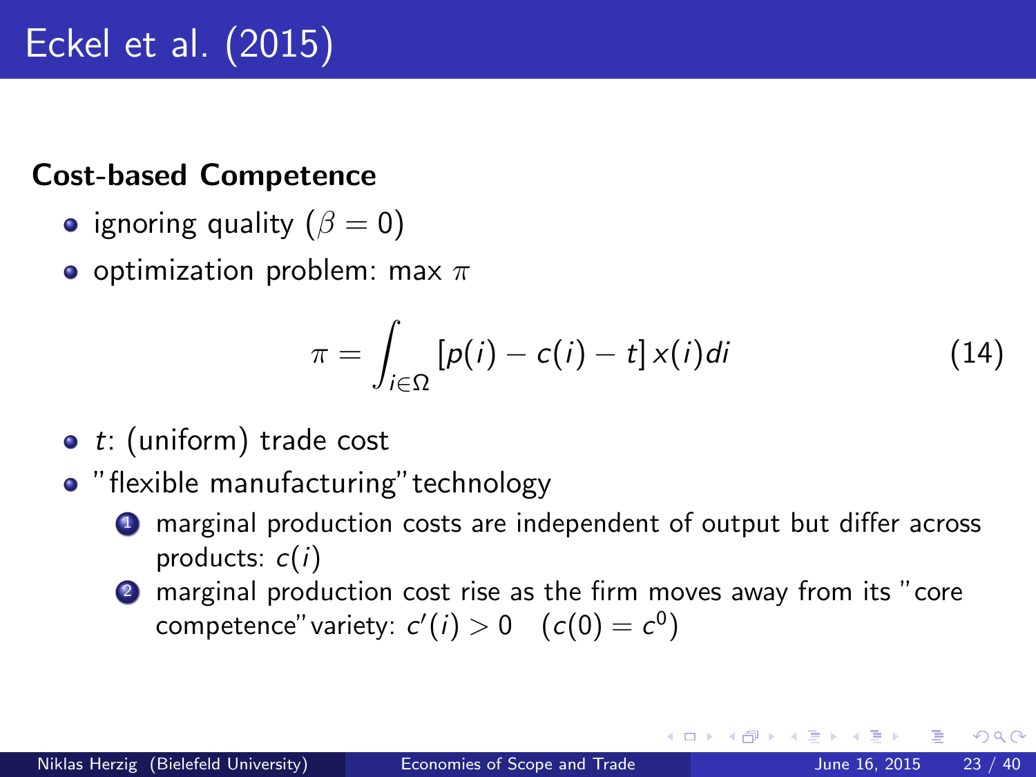# Eckel et al. (2015)

**Cost-based Competence**

- ignoring quality ($\beta = 0$)
- optimization problem: max $\pi$

$$\pi = \int_{i \in \Omega} [p(i) - c(i) - t]\, x(i) di \tag{14}$$

- $t$: (uniform) trade cost
- "flexible manufacturing" technology
  1. marginal production costs are independent of output but differ across products: $c(i)$
  2. marginal production cost rise as the firm moves away from its "core competence" variety: $c'(i) > 0 \quad (c(0) = c^0)$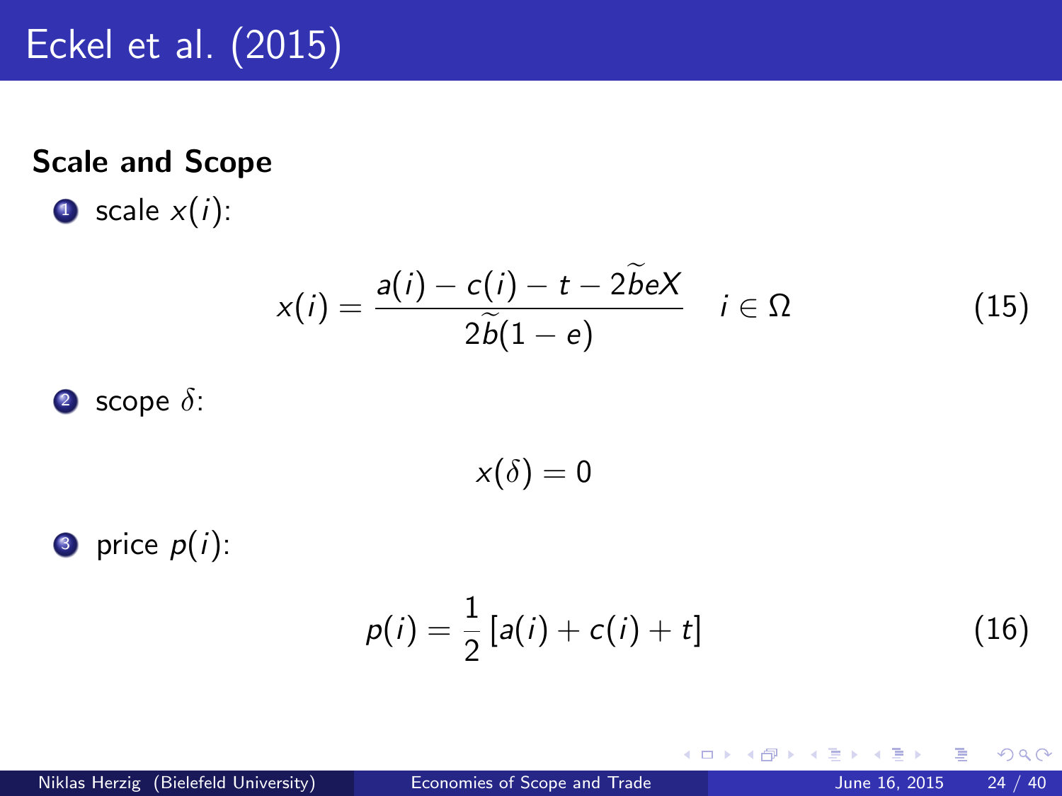# Eckel et al. (2015)

**Scale and Scope**

1. scale $x(i)$:

$$x(i) = \frac{a(i) - c(i) - t - 2\widetilde{b}eX}{2\widetilde{b}(1-e)} \quad i \in \Omega \tag{15}$$

2. scope $\delta$:

$$x(\delta) = 0$$

3. price $p(i)$:

$$p(i) = \frac{1}{2}\left[a(i) + c(i) + t\right] \tag{16}$$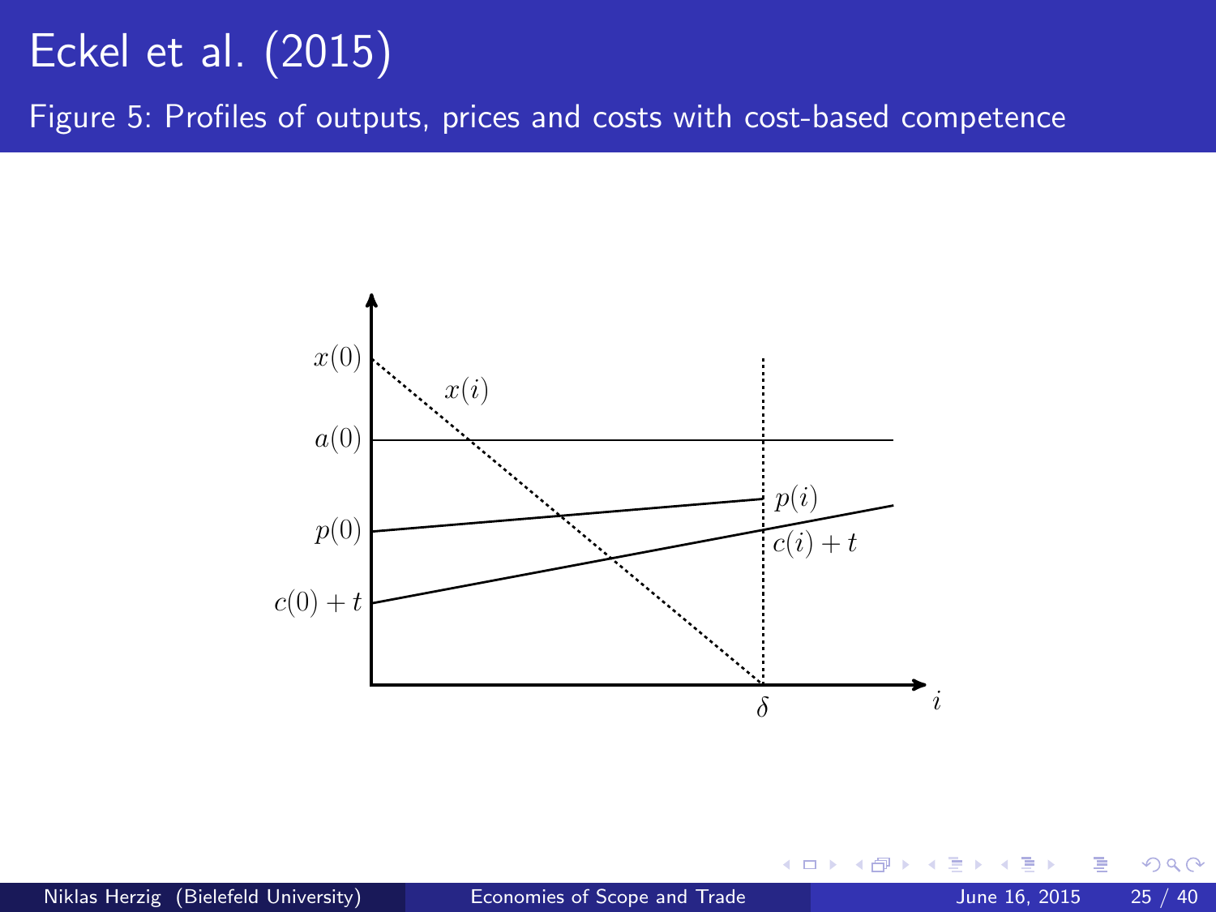# Eckel et al. (2015)

Figure 5: Profiles of outputs, prices and costs with cost-based competence

$x(0)$

$x(i)$

$a(0)$

$p(i)$

$p(0)$

$c(i) + t$

$c(0) + t$

$\delta$

$i$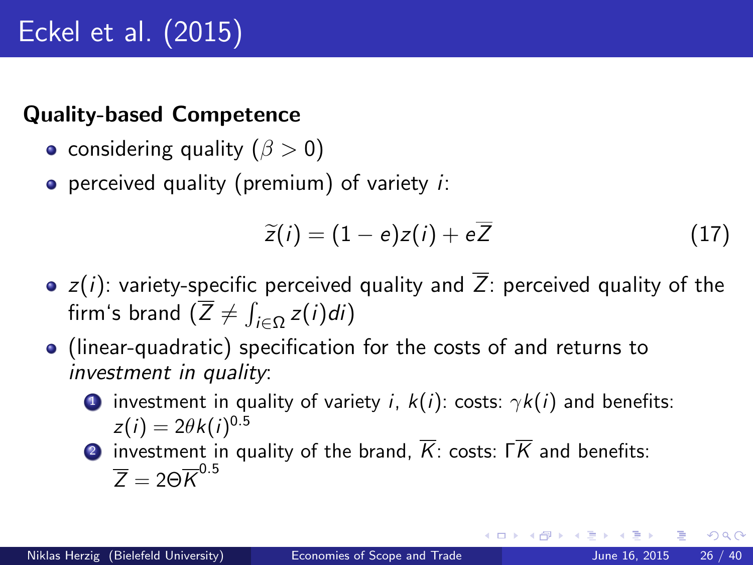# Eckel et al. (2015)

**Quality-based Competence**

- considering quality ($\beta > 0$)
- perceived quality (premium) of variety $i$:

$$\widetilde{z}(i) = (1 - e)z(i) + e\overline{Z} \tag{17}$$

- $z(i)$: variety-specific perceived quality and $\overline{Z}$: perceived quality of the firm's brand ($\overline{Z} \neq \int_{i \in \Omega} z(i)di$)
- (linear-quadratic) specification for the costs of and returns to *investment in quality*:
  1. investment in quality of variety $i$, $k(i)$: costs: $\gamma k(i)$ and benefits: $z(i) = 2\theta k(i)^{0.5}$
  2. investment in quality of the brand, $\overline{K}$: costs: $\Gamma\overline{K}$ and benefits: $\overline{Z} = 2\Theta\overline{K}^{0.5}$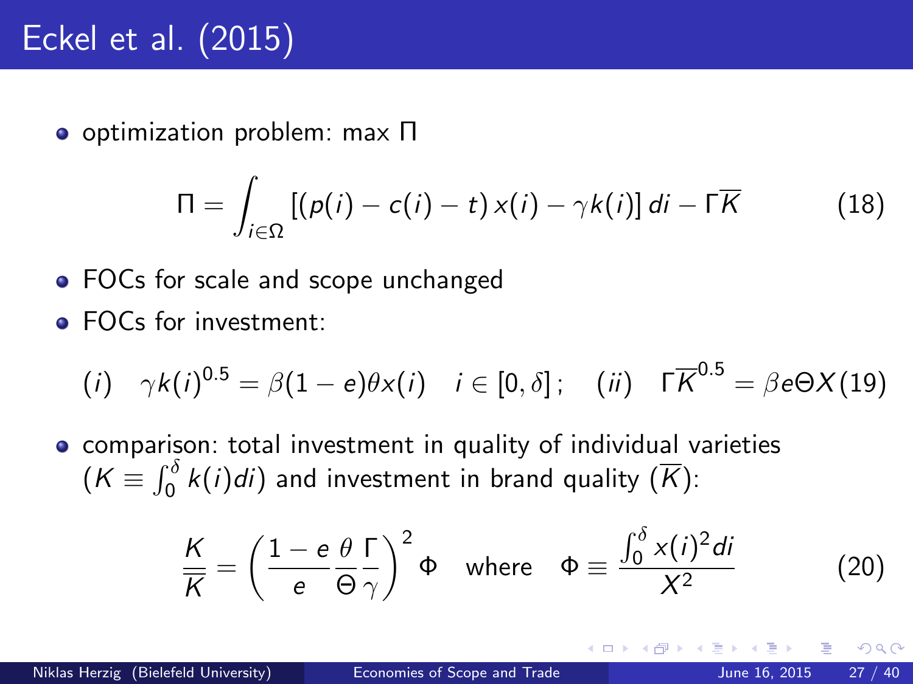# Eckel et al. (2015)

- optimization problem: max $\Pi$

$$\Pi = \int_{i \in \Omega} \left[ \left( p(i) - c(i) - t \right) x(i) - \gamma k(i) \right] di - \Gamma \overline{K} \tag{18}$$

- FOCs for scale and scope unchanged
- FOCs for investment:

$$(i) \quad \gamma k(i)^{0.5} = \beta (1 - e) \theta x(i) \quad i \in [0, \delta]; \quad (ii) \quad \Gamma \overline{K}^{0.5} = \beta e \Theta X \tag{19}$$

- comparison: total investment in quality of individual varieties ($K \equiv \int_0^\delta k(i) di$) and investment in brand quality ($\overline{K}$):

$$\frac{K}{\overline{K}} = \left( \frac{1 - e}{e} \frac{\theta}{\Theta} \frac{\Gamma}{\gamma} \right)^2 \Phi \quad \text{where} \quad \Phi \equiv \frac{\int_0^\delta x(i)^2 di}{X^2} \tag{20}$$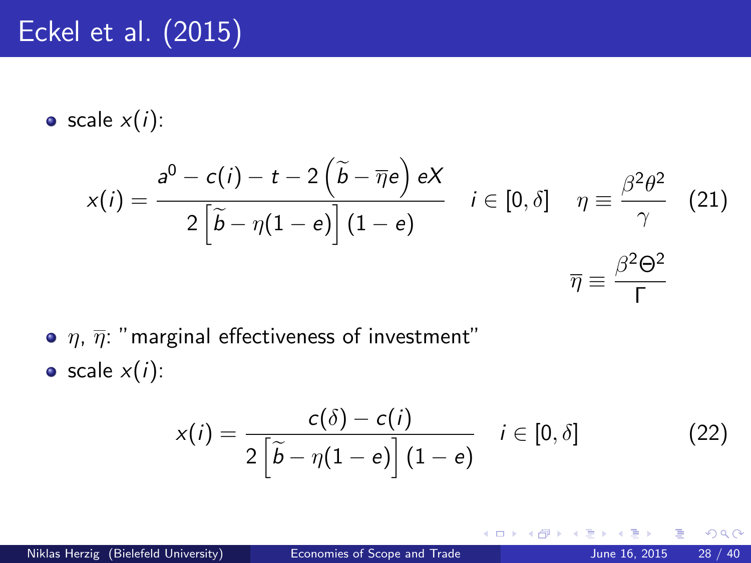# Eckel et al. (2015)

- scale $x(i)$:

$$x(i) = \frac{a^0 - c(i) - t - 2\left(\widetilde{b} - \overline{\eta}e\right)eX}{2\left[\widetilde{b} - \eta(1-e)\right](1-e)} \quad i \in [0, \delta] \quad \eta \equiv \frac{\beta^2\theta^2}{\gamma} \quad (21)$$

$$\overline{\eta} \equiv \frac{\beta^2\Theta^2}{\Gamma}$$

- $\eta$, $\overline{\eta}$: "marginal effectiveness of investment"
- scale $x(i)$:

$$x(i) = \frac{c(\delta) - c(i)}{2\left[\widetilde{b} - \eta(1-e)\right](1-e)} \quad i \in [0, \delta] \quad (22)$$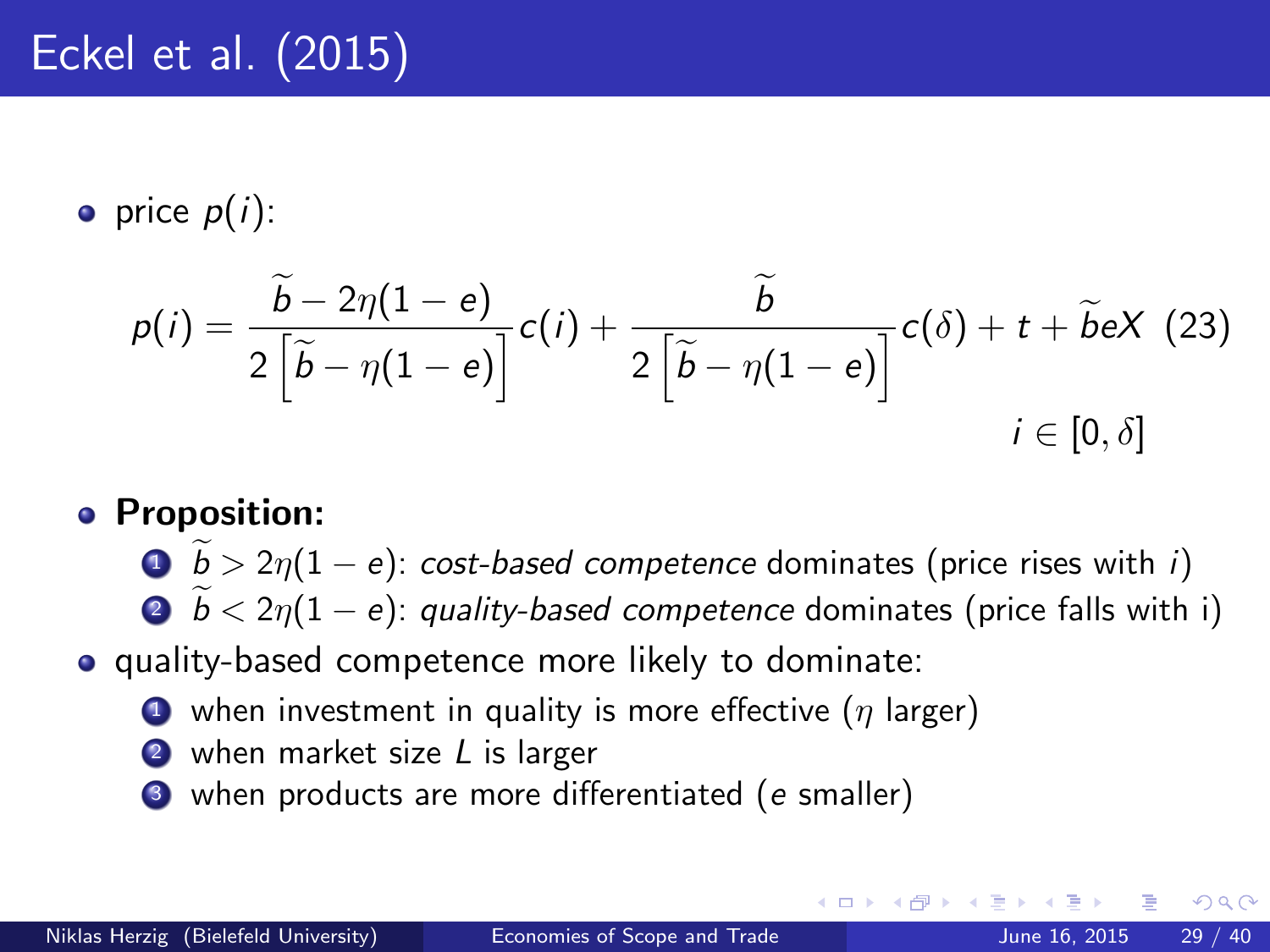# Eckel et al. (2015)

- price $p(i)$:

$$p(i) = \frac{\widetilde{b} - 2\eta(1-e)}{2\left[\widetilde{b} - \eta(1-e)\right]} c(i) + \frac{\widetilde{b}}{2\left[\widetilde{b} - \eta(1-e)\right]} c(\delta) + t + \widetilde{b}eX \quad (23)$$

$$i \in [0, \delta]$$

- **Proposition:**
  1. $\widetilde{b} > 2\eta(1-e)$: *cost-based competence* dominates (price rises with $i$)
  2. $\widetilde{b} < 2\eta(1-e)$: *quality-based competence* dominates (price falls with i)
- quality-based competence more likely to dominate:
  1. when investment in quality is more effective ($\eta$ larger)
  2. when market size $L$ is larger
  3. when products are more differentiated ($e$ smaller)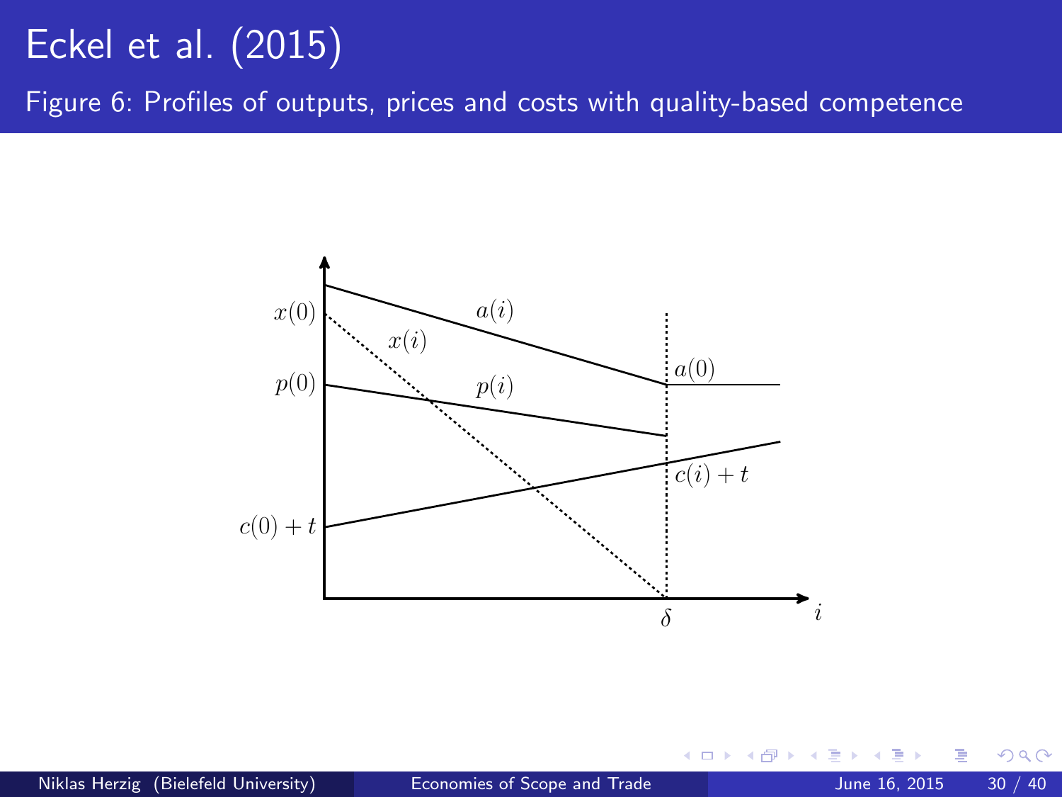# Eckel et al. (2015)

Figure 6: Profiles of outputs, prices and costs with quality-based competence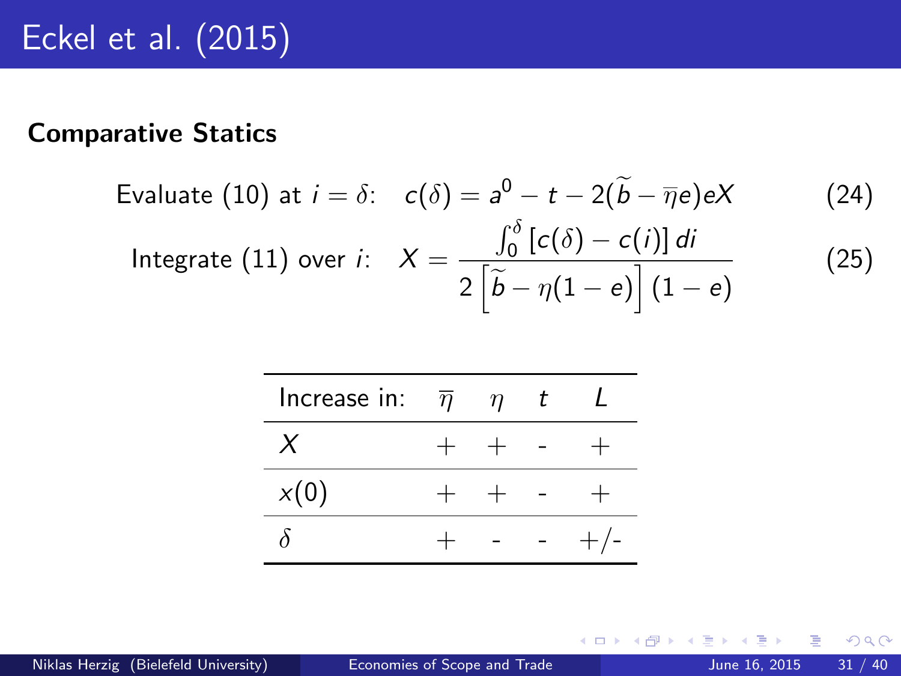# Eckel et al. (2015)

**Comparative Statics**

$$\text{Evaluate (10) at } i = \delta: \quad c(\delta) = a^0 - t - 2(\widetilde{b} - \overline{\eta}e)eX \tag{24}$$

$$\text{Integrate (11) over } i: \quad X = \frac{\int_0^\delta [c(\delta) - c(i)]\, di}{2\left[\widetilde{b} - \eta(1-e)\right](1-e)} \tag{25}$$

| Increase in: | $\overline{\eta}$ | $\eta$ | $t$ | $L$ |
|---|---|---|---|---|
| $X$ | + | + | - | + |
| $x(0)$ | + | + | - | + |
| $\delta$ | + | - | - | +/- |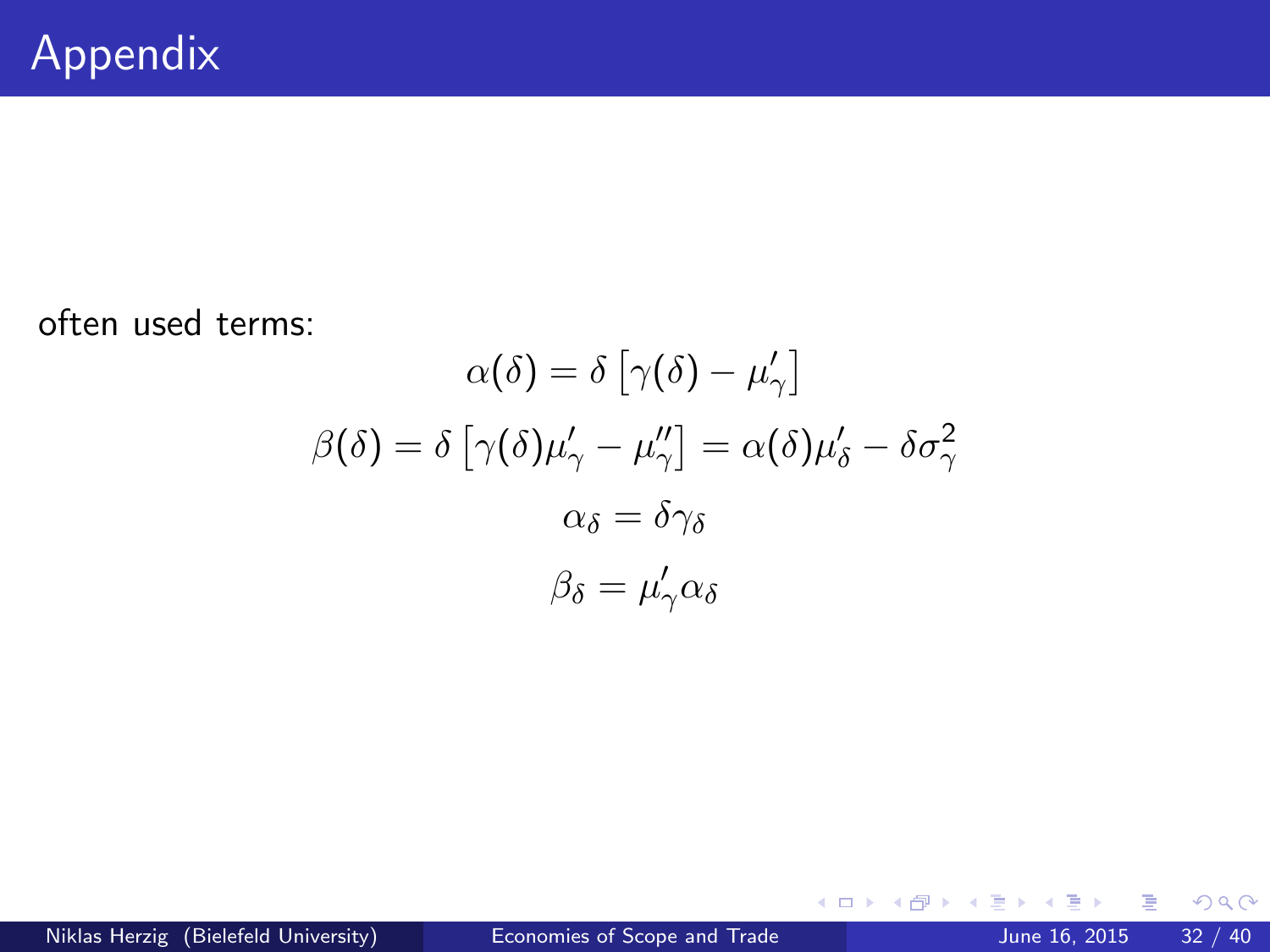# Appendix

often used terms:

$$\alpha(\delta) = \delta \left[\gamma(\delta) - \mu'_\gamma\right]$$

$$\beta(\delta) = \delta \left[\gamma(\delta)\mu'_\gamma - \mu''_\gamma\right] = \alpha(\delta)\mu'_\delta - \delta\sigma^2_\gamma$$

$$\alpha_\delta = \delta\gamma_\delta$$

$$\beta_\delta = \mu'_\gamma \alpha_\delta$$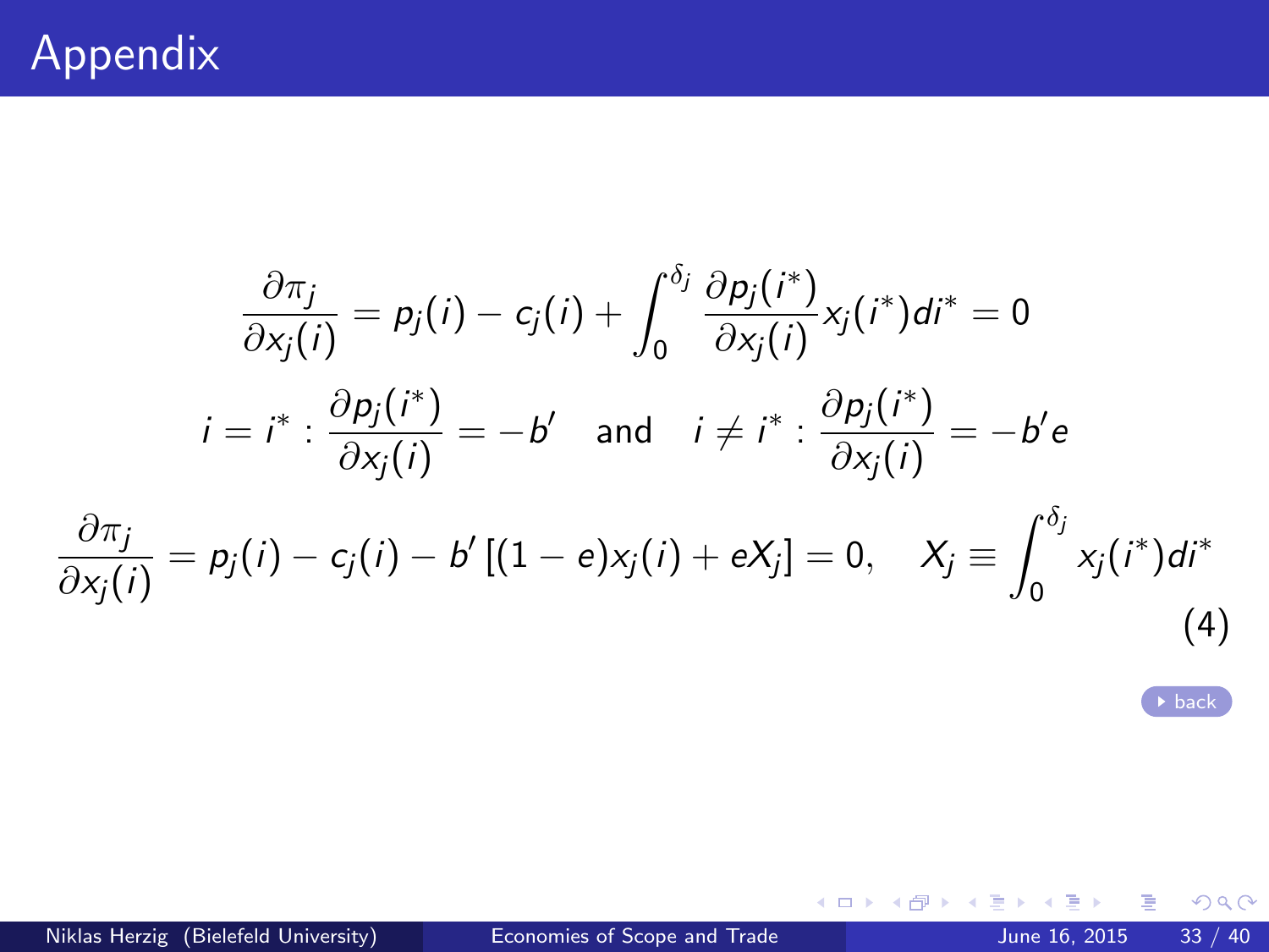# Appendix

$$\frac{\partial \pi_j}{\partial x_j(i)} = p_j(i) - c_j(i) + \int_0^{\delta_j} \frac{\partial p_j(i^*)}{\partial x_j(i)} x_j(i^*) di^* = 0$$

$$i = i^* : \frac{\partial p_j(i^*)}{\partial x_j(i)} = -b' \quad \text{and} \quad i \neq i^* : \frac{\partial p_j(i^*)}{\partial x_j(i)} = -b'e$$

$$\frac{\partial \pi_j}{\partial x_j(i)} = p_j(i) - c_j(i) - b' \left[(1-e)x_j(i) + eX_j\right] = 0, \quad X_j \equiv \int_0^{\delta_j} x_j(i^*) di^* \tag{4}$$

back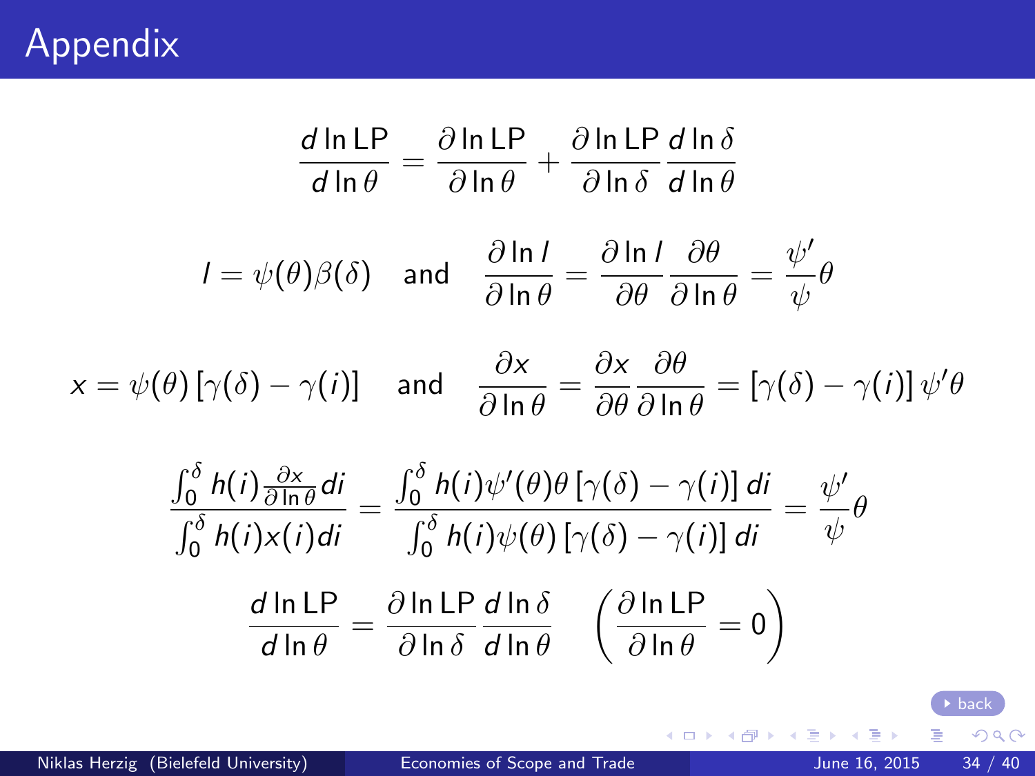# Appendix

$$\frac{d \ln \text{LP}}{d \ln \theta} = \frac{\partial \ln \text{LP}}{\partial \ln \theta} + \frac{\partial \ln \text{LP}}{\partial \ln \delta} \frac{d \ln \delta}{d \ln \theta}$$

$$l = \psi(\theta)\beta(\delta) \quad \text{and} \quad \frac{\partial \ln l}{\partial \ln \theta} = \frac{\partial \ln l}{\partial \theta} \frac{\partial \theta}{\partial \ln \theta} = \frac{\psi'}{\psi}\theta$$

$$x = \psi(\theta)\left[\gamma(\delta) - \gamma(i)\right] \quad \text{and} \quad \frac{\partial x}{\partial \ln \theta} = \frac{\partial x}{\partial \theta} \frac{\partial \theta}{\partial \ln \theta} = \left[\gamma(\delta) - \gamma(i)\right]\psi'\theta$$

$$\frac{\int_0^\delta h(i) \frac{\partial x}{\partial \ln \theta} di}{\int_0^\delta h(i)x(i)di} = \frac{\int_0^\delta h(i)\psi'(\theta)\theta\left[\gamma(\delta) - \gamma(i)\right] di}{\int_0^\delta h(i)\psi(\theta)\left[\gamma(\delta) - \gamma(i)\right] di} = \frac{\psi'}{\psi}\theta$$

$$\frac{d \ln \text{LP}}{d \ln \theta} = \frac{\partial \ln \text{LP}}{\partial \ln \delta} \frac{d \ln \delta}{d \ln \theta} \quad \left(\frac{\partial \ln \text{LP}}{\partial \ln \theta} = 0\right)$$

back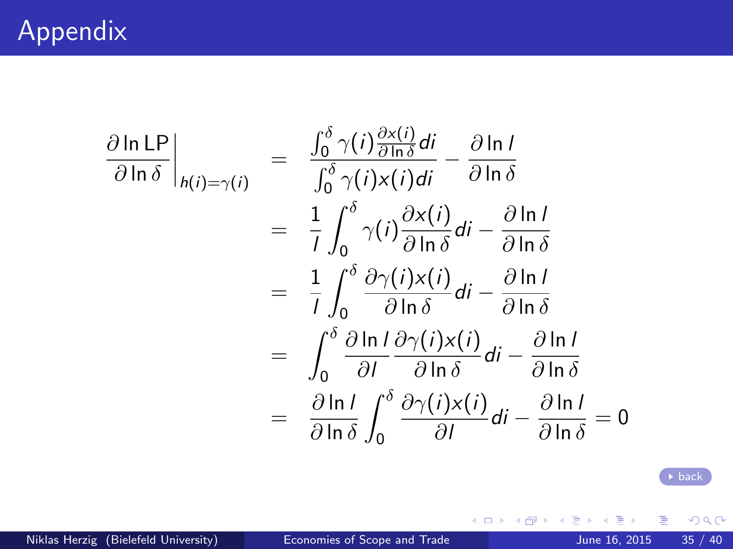# Appendix

$$
\begin{aligned}
\left.\frac{\partial \ln \mathrm{LP}}{\partial \ln \delta}\right|_{h(i)=\gamma(i)} &= \frac{\int_0^\delta \gamma(i) \frac{\partial x(i)}{\partial \ln \delta} di}{\int_0^\delta \gamma(i) x(i) di} - \frac{\partial \ln l}{\partial \ln \delta} \\
&= \frac{1}{l} \int_0^\delta \gamma(i) \frac{\partial x(i)}{\partial \ln \delta} di - \frac{\partial \ln l}{\partial \ln \delta} \\
&= \frac{1}{l} \int_0^\delta \frac{\partial \gamma(i) x(i)}{\partial \ln \delta} di - \frac{\partial \ln l}{\partial \ln \delta} \\
&= \int_0^\delta \frac{\partial \ln l}{\partial l} \frac{\partial \gamma(i) x(i)}{\partial \ln \delta} di - \frac{\partial \ln l}{\partial \ln \delta} \\
&= \frac{\partial \ln l}{\partial \ln \delta} \int_0^\delta \frac{\partial \gamma(i) x(i)}{\partial l} di - \frac{\partial \ln l}{\partial \ln \delta} = 0
\end{aligned}
$$

back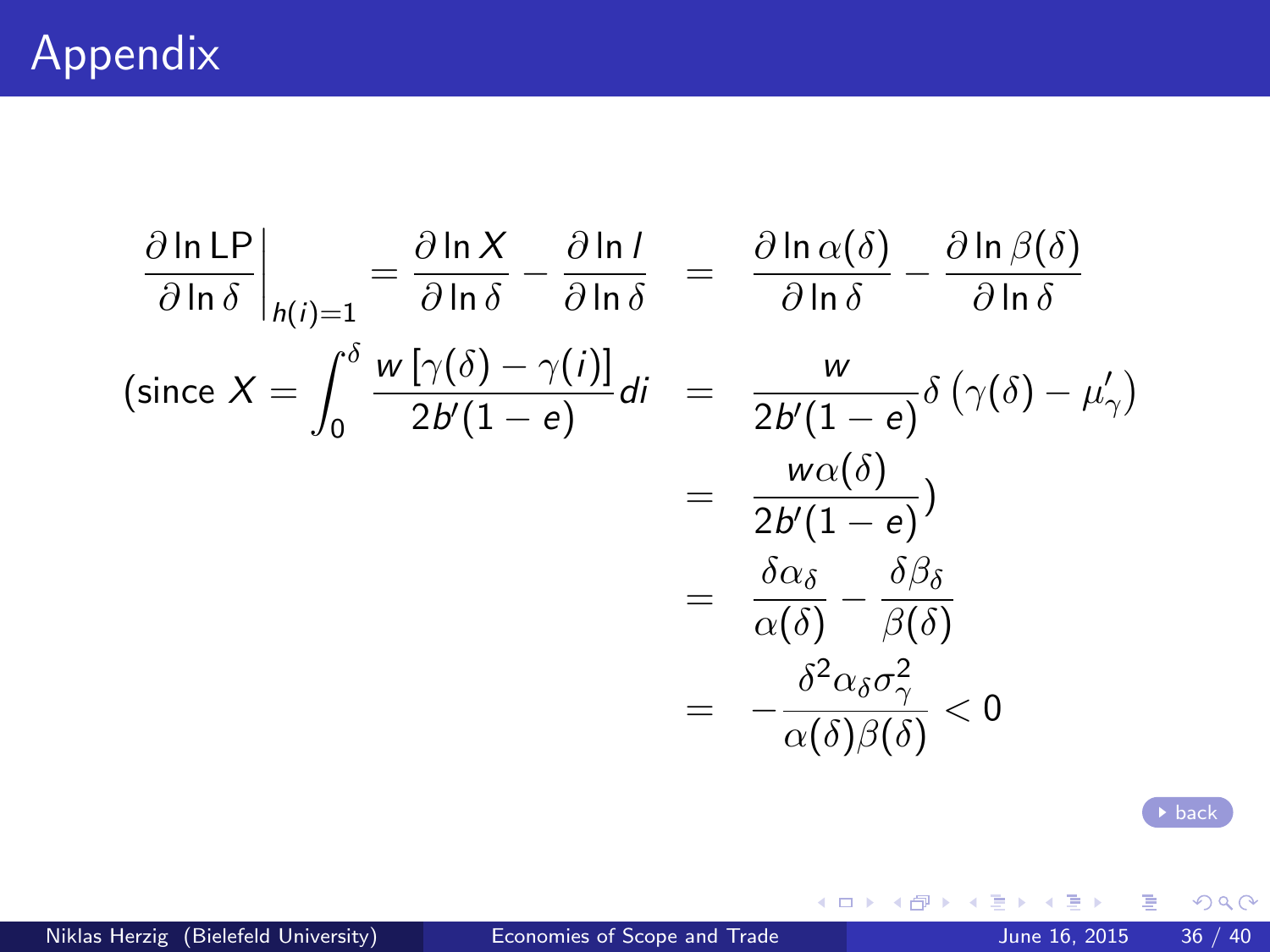# Appendix

$$
\begin{aligned}
\left.\frac{\partial \ln \mathrm{LP}}{\partial \ln \delta}\right|_{h(i)=1} = \frac{\partial \ln X}{\partial \ln \delta} - \frac{\partial \ln l}{\partial \ln \delta} &= \frac{\partial \ln \alpha(\delta)}{\partial \ln \delta} - \frac{\partial \ln \beta(\delta)}{\partial \ln \delta} \\
\left(\text{since } X = \int_0^\delta \frac{w\left[\gamma(\delta) - \gamma(i)\right]}{2b'(1-e)} di \right. &= \frac{w}{2b'(1-e)}\delta\left(\gamma(\delta) - \mu'_\gamma\right) \\
&= \left.\frac{w\alpha(\delta)}{2b'(1-e)}\right) \\
&= \frac{\delta \alpha_\delta}{\alpha(\delta)} - \frac{\delta \beta_\delta}{\beta(\delta)} \\
&= -\frac{\delta^2 \alpha_\delta \sigma_\gamma^2}{\alpha(\delta)\beta(\delta)} < 0
\end{aligned}
$$

back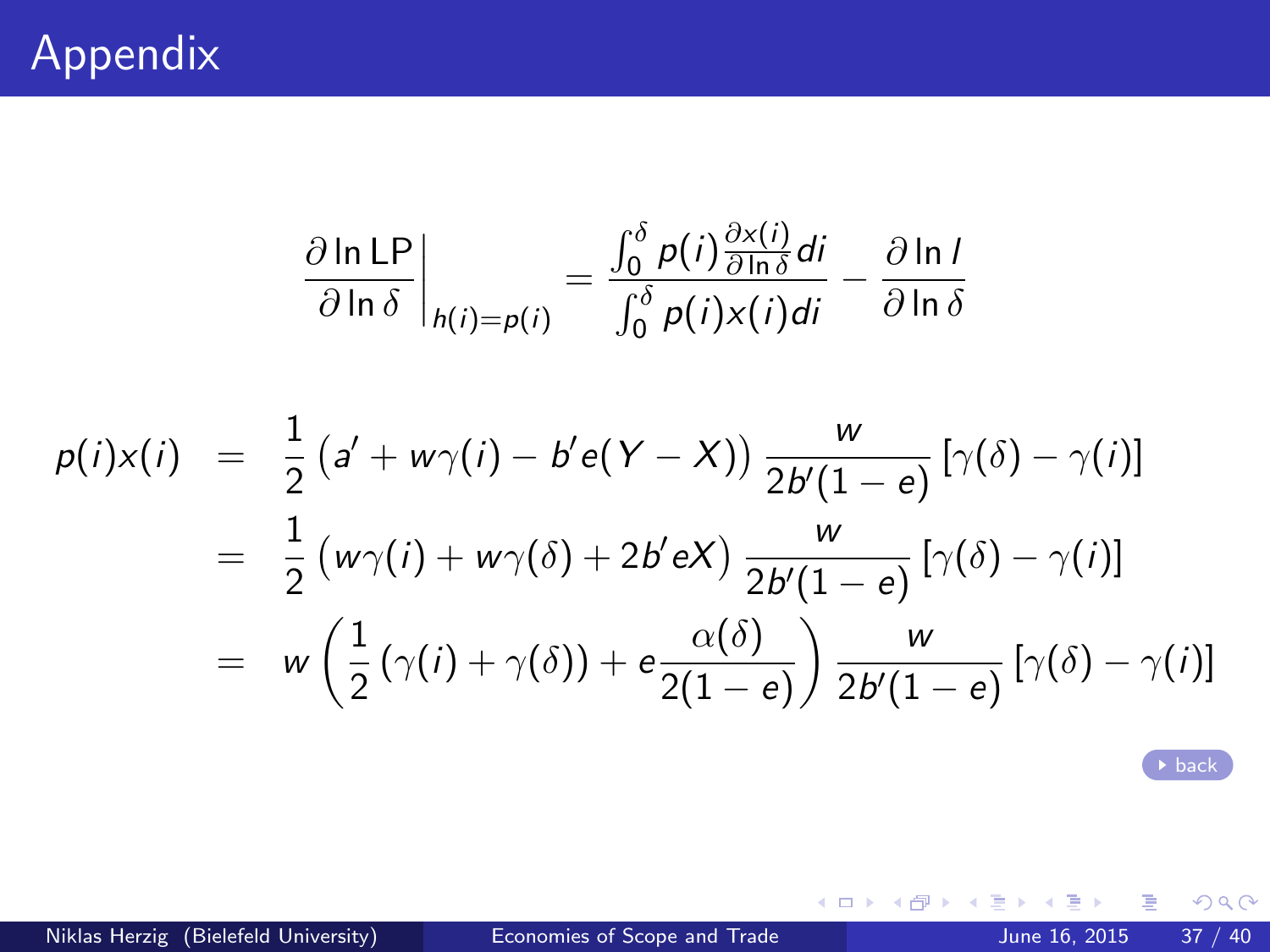# Appendix

$$\left.\frac{\partial \ln \text{LP}}{\partial \ln \delta}\right|_{h(i)=p(i)} = \frac{\int_0^\delta p(i)\frac{\partial x(i)}{\partial \ln \delta}di}{\int_0^\delta p(i)x(i)di} - \frac{\partial \ln l}{\partial \ln \delta}$$

$$\begin{aligned}
p(i)x(i) &= \frac{1}{2}\left(a' + w\gamma(i) - b'e(Y - X)\right)\frac{w}{2b'(1-e)}\left[\gamma(\delta) - \gamma(i)\right] \\
&= \frac{1}{2}\left(w\gamma(i) + w\gamma(\delta) + 2b'eX\right)\frac{w}{2b'(1-e)}\left[\gamma(\delta) - \gamma(i)\right] \\
&= w\left(\frac{1}{2}\left(\gamma(i) + \gamma(\delta)\right) + e\frac{\alpha(\delta)}{2(1-e)}\right)\frac{w}{2b'(1-e)}\left[\gamma(\delta) - \gamma(i)\right]
\end{aligned}$$

back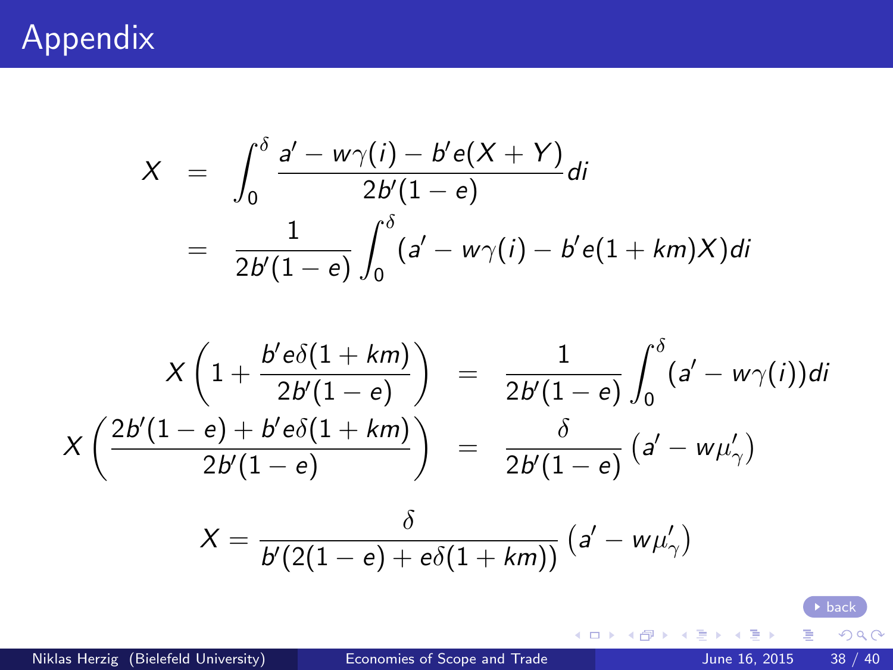# Appendix

$$
\begin{aligned}
X &= \int_0^{\delta} \frac{a' - w\gamma(i) - b'e(X+Y)}{2b'(1-e)} di \\
&= \frac{1}{2b'(1-e)} \int_0^{\delta} (a' - w\gamma(i) - b'e(1+km)X) di
\end{aligned}
$$

$$
\begin{aligned}
X\left(1 + \frac{b'e\delta(1+km)}{2b'(1-e)}\right) &= \frac{1}{2b'(1-e)} \int_0^{\delta} (a' - w\gamma(i)) di \\
X\left(\frac{2b'(1-e) + b'e\delta(1+km)}{2b'(1-e)}\right) &= \frac{\delta}{2b'(1-e)} \left(a' - w\mu'_{\gamma}\right)
\end{aligned}
$$

$$
X = \frac{\delta}{b'(2(1-e) + e\delta(1+km))} \left(a' - w\mu'_{\gamma}\right)
$$

back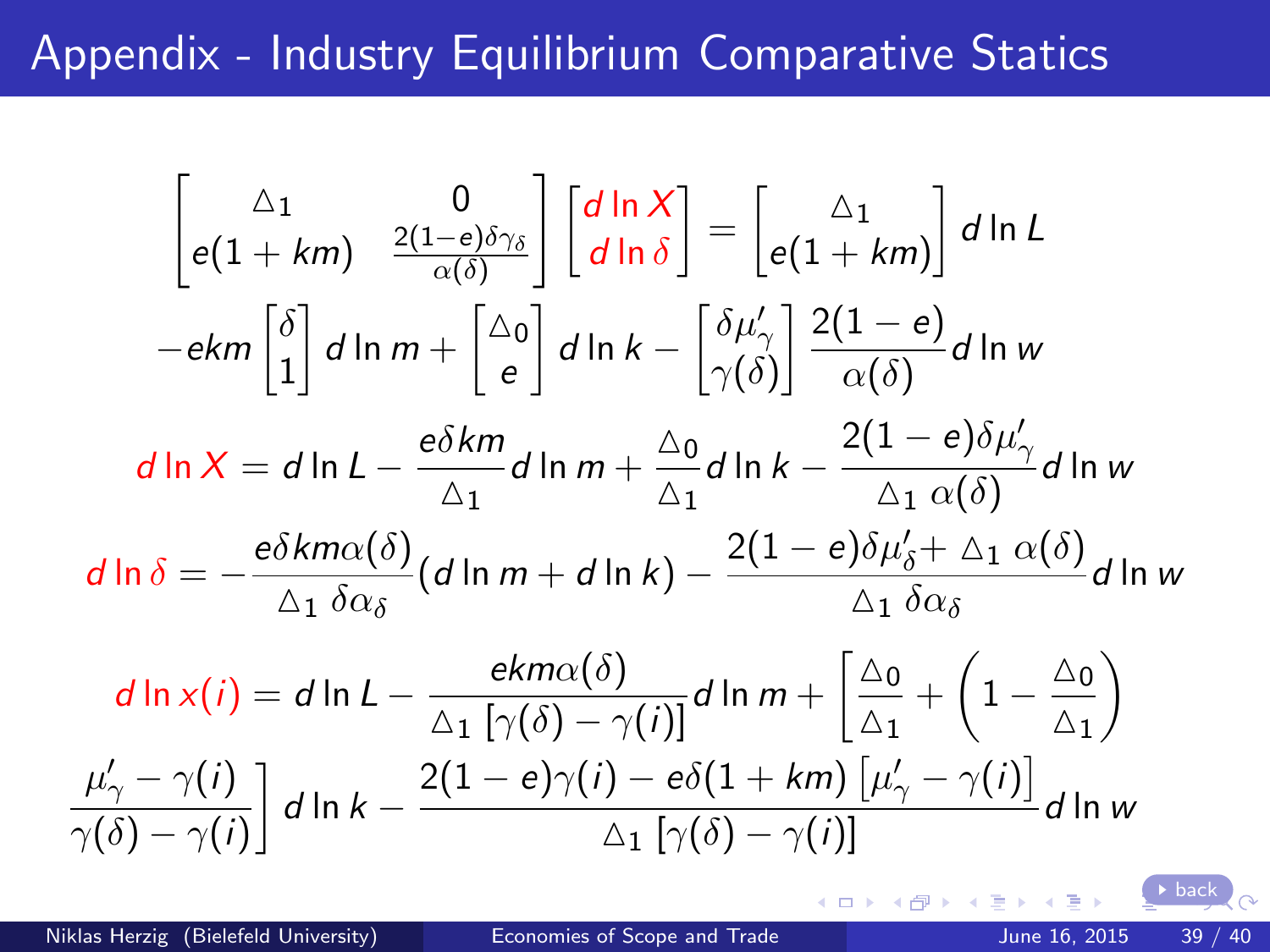# Appendix - Industry Equilibrium Comparative Statics

$$
\begin{bmatrix} \triangle_1 & 0 \\ e(1+km) & \frac{2(1-e)\delta\gamma_\delta}{\alpha(\delta)} \end{bmatrix} \begin{bmatrix} d\ln X \\ d\ln\delta \end{bmatrix} = \begin{bmatrix} \triangle_1 \\ e(1+km) \end{bmatrix} d\ln L
$$

$$
-ekm \begin{bmatrix} \delta \\ 1 \end{bmatrix} d\ln m + \begin{bmatrix} \triangle_0 \\ e \end{bmatrix} d\ln k - \begin{bmatrix} \delta\mu'_\gamma \\ \gamma(\delta) \end{bmatrix} \frac{2(1-e)}{\alpha(\delta)} d\ln w
$$

$$
d\ln X = d\ln L - \frac{e\delta km}{\triangle_1} d\ln m + \frac{\triangle_0}{\triangle_1} d\ln k - \frac{2(1-e)\delta\mu'_\gamma}{\triangle_1\ \alpha(\delta)} d\ln w
$$

$$
d\ln\delta = -\frac{e\delta km\alpha(\delta)}{\triangle_1\ \delta\alpha_\delta}(d\ln m + d\ln k) - \frac{2(1-e)\delta\mu'_\delta + \triangle_1\ \alpha(\delta)}{\triangle_1\ \delta\alpha_\delta} d\ln w
$$

$$
d\ln x(i) = d\ln L - \frac{ekm\alpha(\delta)}{\triangle_1\left[\gamma(\delta)-\gamma(i)\right]} d\ln m + \left[\frac{\triangle_0}{\triangle_1} + \left(1 - \frac{\triangle_0}{\triangle_1}\right)\right.
$$

$$
\left.\frac{\mu'_\gamma - \gamma(i)}{\gamma(\delta)-\gamma(i)}\right] d\ln k - \frac{2(1-e)\gamma(i) - e\delta(1+km)\left[\mu'_\gamma - \gamma(i)\right]}{\triangle_1\left[\gamma(\delta)-\gamma(i)\right]} d\ln w
$$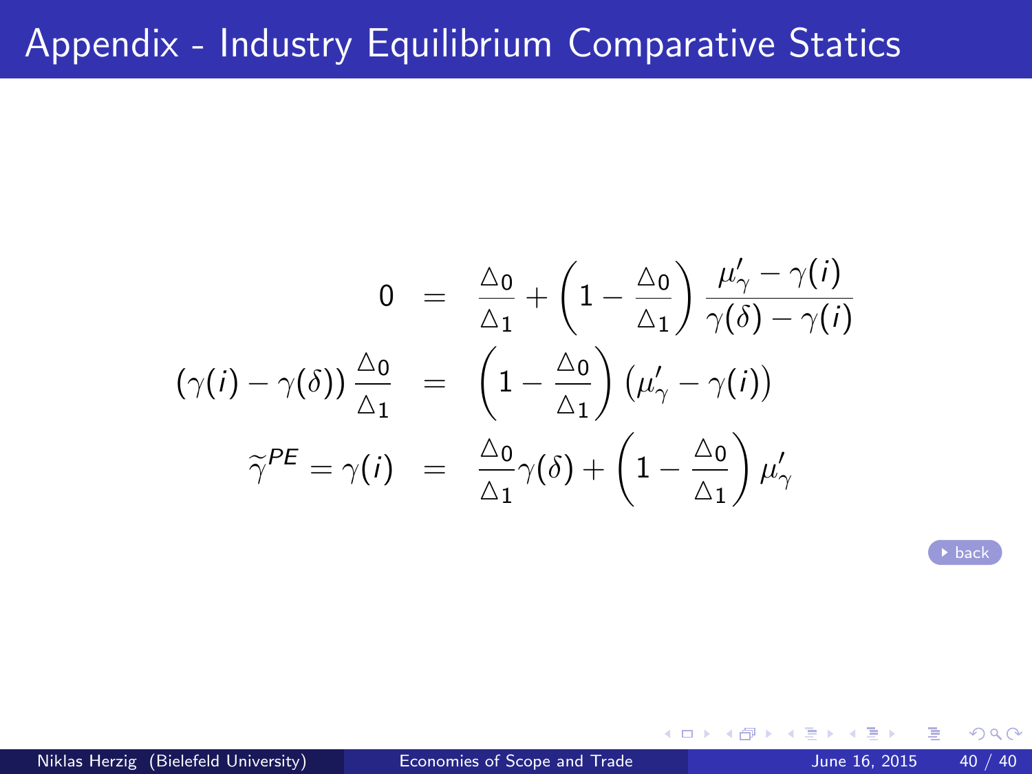# Appendix - Industry Equilibrium Comparative Statics

$$
\begin{aligned}
0 &= \frac{\triangle_0}{\triangle_1} + \left(1 - \frac{\triangle_0}{\triangle_1}\right) \frac{\mu'_\gamma - \gamma(i)}{\gamma(\delta) - \gamma(i)} \\
(\gamma(i) - \gamma(\delta)) \frac{\triangle_0}{\triangle_1} &= \left(1 - \frac{\triangle_0}{\triangle_1}\right) \left(\mu'_\gamma - \gamma(i)\right) \\
\widetilde{\gamma}^{PE} = \gamma(i) &= \frac{\triangle_0}{\triangle_1} \gamma(\delta) + \left(1 - \frac{\triangle_0}{\triangle_1}\right) \mu'_\gamma
\end{aligned}
$$

back